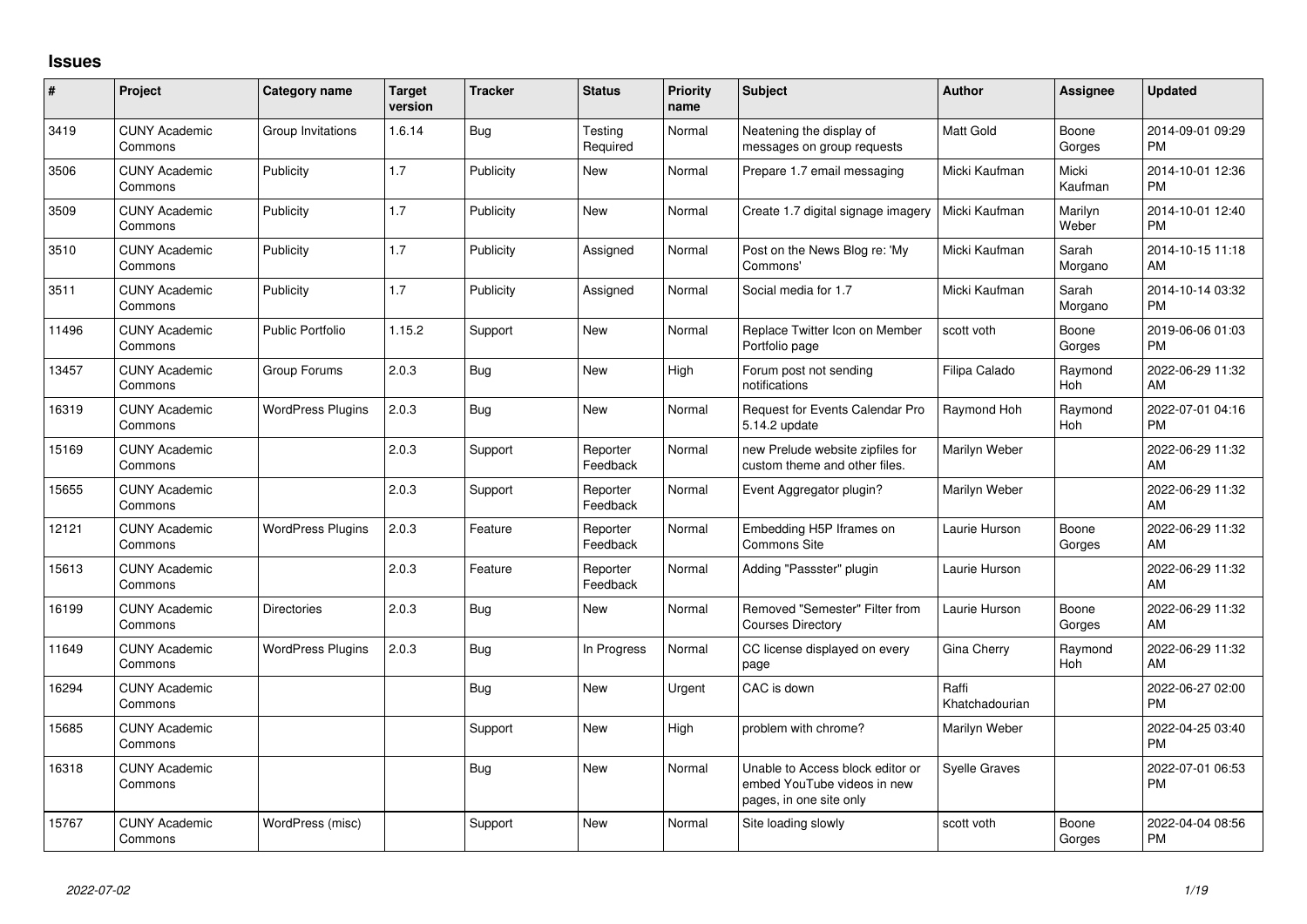# Issues

| # | Project | Category name | Target version | Tracker | Status | Priority name | Subject | Author | Assignee | Updated |
|---|---|---|---|---|---|---|---|---|---|---|
| 3419 | CUNY Academic Commons | Group Invitations | 1.6.14 | Bug | Testing Required | Normal | Neatening the display of messages on group requests | Matt Gold | Boone Gorges | 2014-09-01 09:29 PM |
| 3506 | CUNY Academic Commons | Publicity | 1.7 | Publicity | New | Normal | Prepare 1.7 email messaging | Micki Kaufman | Micki Kaufman | 2014-10-01 12:36 PM |
| 3509 | CUNY Academic Commons | Publicity | 1.7 | Publicity | New | Normal | Create 1.7 digital signage imagery | Micki Kaufman | Marilyn Weber | 2014-10-01 12:40 PM |
| 3510 | CUNY Academic Commons | Publicity | 1.7 | Publicity | Assigned | Normal | Post on the News Blog re: 'My Commons' | Micki Kaufman | Sarah Morgano | 2014-10-15 11:18 AM |
| 3511 | CUNY Academic Commons | Publicity | 1.7 | Publicity | Assigned | Normal | Social media for 1.7 | Micki Kaufman | Sarah Morgano | 2014-10-14 03:32 PM |
| 11496 | CUNY Academic Commons | Public Portfolio | 1.15.2 | Support | New | Normal | Replace Twitter Icon on Member Portfolio page | scott voth | Boone Gorges | 2019-06-06 01:03 PM |
| 13457 | CUNY Academic Commons | Group Forums | 2.0.3 | Bug | New | High | Forum post not sending notifications | Filipa Calado | Raymond Hoh | 2022-06-29 11:32 AM |
| 16319 | CUNY Academic Commons | WordPress Plugins | 2.0.3 | Bug | New | Normal | Request for Events Calendar Pro 5.14.2 update | Raymond Hoh | Raymond Hoh | 2022-07-01 04:16 PM |
| 15169 | CUNY Academic Commons | | 2.0.3 | Support | Reporter Feedback | Normal | new Prelude website zipfiles for custom theme and other files. | Marilyn Weber | | 2022-06-29 11:32 AM |
| 15655 | CUNY Academic Commons | | 2.0.3 | Support | Reporter Feedback | Normal | Event Aggregator plugin? | Marilyn Weber | | 2022-06-29 11:32 AM |
| 12121 | CUNY Academic Commons | WordPress Plugins | 2.0.3 | Feature | Reporter Feedback | Normal | Embedding H5P Iframes on Commons Site | Laurie Hurson | Boone Gorges | 2022-06-29 11:32 AM |
| 15613 | CUNY Academic Commons | | 2.0.3 | Feature | Reporter Feedback | Normal | Adding "Passster" plugin | Laurie Hurson | | 2022-06-29 11:32 AM |
| 16199 | CUNY Academic Commons | Directories | 2.0.3 | Bug | New | Normal | Removed "Semester" Filter from Courses Directory | Laurie Hurson | Boone Gorges | 2022-06-29 11:32 AM |
| 11649 | CUNY Academic Commons | WordPress Plugins | 2.0.3 | Bug | In Progress | Normal | CC license displayed on every page | Gina Cherry | Raymond Hoh | 2022-06-29 11:32 AM |
| 16294 | CUNY Academic Commons | | | Bug | New | Urgent | CAC is down | Raffi Khatchadourian | | 2022-06-27 02:00 PM |
| 15685 | CUNY Academic Commons | | | Support | New | High | problem with chrome? | Marilyn Weber | | 2022-04-25 03:40 PM |
| 16318 | CUNY Academic Commons | | | Bug | New | Normal | Unable to Access block editor or embed YouTube videos in new pages, in one site only | Syelle Graves | | 2022-07-01 06:53 PM |
| 15767 | CUNY Academic Commons | WordPress (misc) | | Support | New | Normal | Site loading slowly | scott voth | Boone Gorges | 2022-04-04 08:56 PM |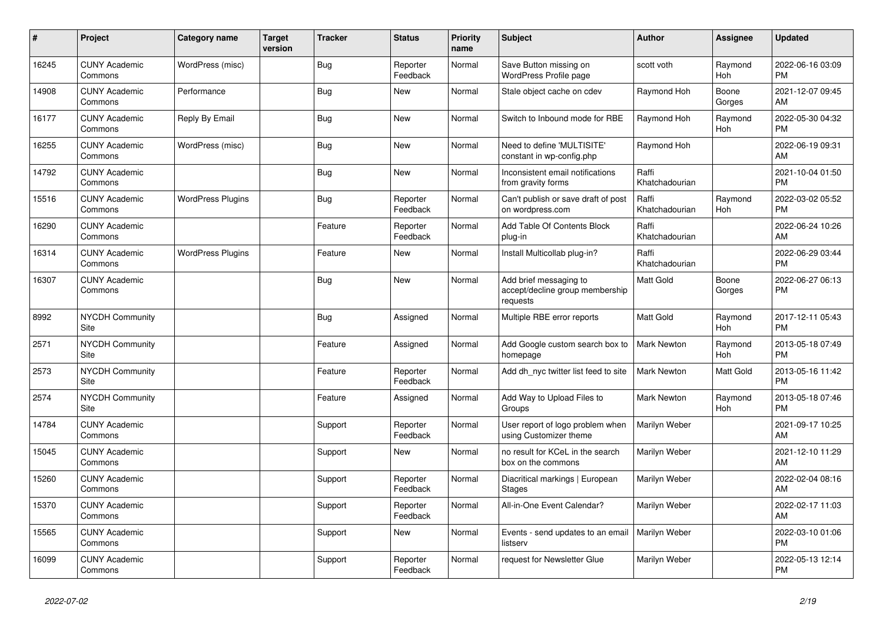| # | Project | Category name | Target version | Tracker | Status | Priority name | Subject | Author | Assignee | Updated |
|---|---|---|---|---|---|---|---|---|---|---|
| 16245 | CUNY Academic Commons | WordPress (misc) | | Bug | Reporter Feedback | Normal | Save Button missing on WordPress Profile page | scott voth | Raymond Hoh | 2022-06-16 03:09 PM |
| 14908 | CUNY Academic Commons | Performance | | Bug | New | Normal | Stale object cache on cdev | Raymond Hoh | Boone Gorges | 2021-12-07 09:45 AM |
| 16177 | CUNY Academic Commons | Reply By Email | | Bug | New | Normal | Switch to Inbound mode for RBE | Raymond Hoh | Raymond Hoh | 2022-05-30 04:32 PM |
| 16255 | CUNY Academic Commons | WordPress (misc) | | Bug | New | Normal | Need to define 'MULTISITE' constant in wp-config.php | Raymond Hoh | | 2022-06-19 09:31 AM |
| 14792 | CUNY Academic Commons | | | Bug | New | Normal | Inconsistent email notifications from gravity forms | Raffi Khatchadourian | | 2021-10-04 01:50 PM |
| 15516 | CUNY Academic Commons | WordPress Plugins | | Bug | Reporter Feedback | Normal | Can't publish or save draft of post on wordpress.com | Raffi Khatchadourian | Raymond Hoh | 2022-03-02 05:52 PM |
| 16290 | CUNY Academic Commons | | | Feature | Reporter Feedback | Normal | Add Table Of Contents Block plug-in | Raffi Khatchadourian | | 2022-06-24 10:26 AM |
| 16314 | CUNY Academic Commons | WordPress Plugins | | Feature | New | Normal | Install Multicollab plug-in? | Raffi Khatchadourian | | 2022-06-29 03:44 PM |
| 16307 | CUNY Academic Commons | | | Bug | New | Normal | Add brief messaging to accept/decline group membership requests | Matt Gold | Boone Gorges | 2022-06-27 06:13 PM |
| 8992 | NYCDH Community Site | | | Bug | Assigned | Normal | Multiple RBE error reports | Matt Gold | Raymond Hoh | 2017-12-11 05:43 PM |
| 2571 | NYCDH Community Site | | | Feature | Assigned | Normal | Add Google custom search box to homepage | Mark Newton | Raymond Hoh | 2013-05-18 07:49 PM |
| 2573 | NYCDH Community Site | | | Feature | Reporter Feedback | Normal | Add dh_nyc twitter list feed to site | Mark Newton | Matt Gold | 2013-05-16 11:42 PM |
| 2574 | NYCDH Community Site | | | Feature | Assigned | Normal | Add Way to Upload Files to Groups | Mark Newton | Raymond Hoh | 2013-05-18 07:46 PM |
| 14784 | CUNY Academic Commons | | | Support | Reporter Feedback | Normal | User report of logo problem when using Customizer theme | Marilyn Weber | | 2021-09-17 10:25 AM |
| 15045 | CUNY Academic Commons | | | Support | New | Normal | no result for KCeL in the search box on the commons | Marilyn Weber | | 2021-12-10 11:29 AM |
| 15260 | CUNY Academic Commons | | | Support | Reporter Feedback | Normal | Diacritical markings \| European Stages | Marilyn Weber | | 2022-02-04 08:16 AM |
| 15370 | CUNY Academic Commons | | | Support | Reporter Feedback | Normal | All-in-One Event Calendar? | Marilyn Weber | | 2022-02-17 11:03 AM |
| 15565 | CUNY Academic Commons | | | Support | New | Normal | Events - send updates to an email listserv | Marilyn Weber | | 2022-03-10 01:06 PM |
| 16099 | CUNY Academic Commons | | | Support | Reporter Feedback | Normal | request for Newsletter Glue | Marilyn Weber | | 2022-05-13 12:14 PM |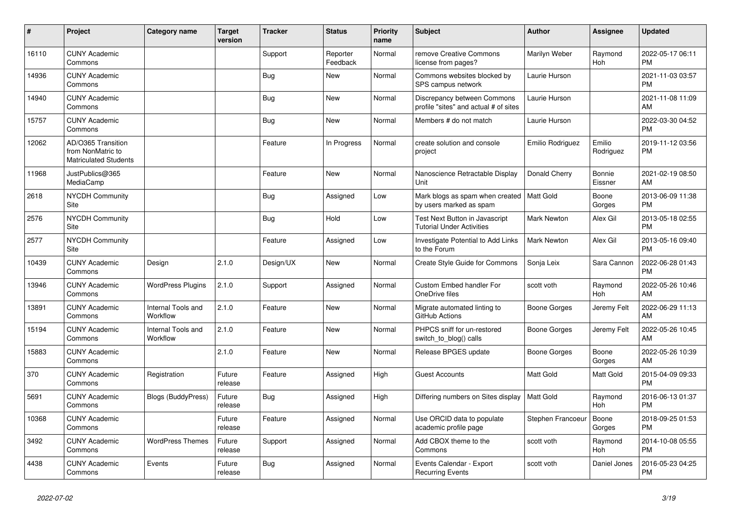| # | Project | Category name | Target version | Tracker | Status | Priority name | Subject | Author | Assignee | Updated |
|---|---|---|---|---|---|---|---|---|---|---|
| 16110 | CUNY Academic Commons | | | Support | Reporter Feedback | Normal | remove Creative Commons license from pages? | Marilyn Weber | Raymond Hoh | 2022-05-17 06:11 PM |
| 14936 | CUNY Academic Commons | | | Bug | New | Normal | Commons websites blocked by SPS campus network | Laurie Hurson | | 2021-11-03 03:57 PM |
| 14940 | CUNY Academic Commons | | | Bug | New | Normal | Discrepancy between Commons profile "sites" and actual # of sites | Laurie Hurson | | 2021-11-08 11:09 AM |
| 15757 | CUNY Academic Commons | | | Bug | New | Normal | Members # do not match | Laurie Hurson | | 2022-03-30 04:52 PM |
| 12062 | AD/O365 Transition from NonMatric to Matriculated Students | | | Feature | In Progress | Normal | create solution and console project | Emilio Rodriguez | Emilio Rodriguez | 2019-11-12 03:56 PM |
| 11968 | JustPublics@365 MediaCamp | | | Feature | New | Normal | Nanoscience Retractable Display Unit | Donald Cherry | Bonnie Eissner | 2021-02-19 08:50 AM |
| 2618 | NYCDH Community Site | | | Bug | Assigned | Low | Mark blogs as spam when created by users marked as spam | Matt Gold | Boone Gorges | 2013-06-09 11:38 PM |
| 2576 | NYCDH Community Site | | | Bug | Hold | Low | Test Next Button in Javascript Tutorial Under Activities | Mark Newton | Alex Gil | 2013-05-18 02:55 PM |
| 2577 | NYCDH Community Site | | | Feature | Assigned | Low | Investigate Potential to Add Links to the Forum | Mark Newton | Alex Gil | 2013-05-16 09:40 PM |
| 10439 | CUNY Academic Commons | Design | 2.1.0 | Design/UX | New | Normal | Create Style Guide for Commons | Sonja Leix | Sara Cannon | 2022-06-28 01:43 PM |
| 13946 | CUNY Academic Commons | WordPress Plugins | 2.1.0 | Support | Assigned | Normal | Custom Embed handler For OneDrive files | scott voth | Raymond Hoh | 2022-05-26 10:46 AM |
| 13891 | CUNY Academic Commons | Internal Tools and Workflow | 2.1.0 | Feature | New | Normal | Migrate automated linting to GitHub Actions | Boone Gorges | Jeremy Felt | 2022-06-29 11:13 AM |
| 15194 | CUNY Academic Commons | Internal Tools and Workflow | 2.1.0 | Feature | New | Normal | PHPCS sniff for un-restored switch_to_blog() calls | Boone Gorges | Jeremy Felt | 2022-05-26 10:45 AM |
| 15883 | CUNY Academic Commons | | 2.1.0 | Feature | New | Normal | Release BPGES update | Boone Gorges | Boone Gorges | 2022-05-26 10:39 AM |
| 370 | CUNY Academic Commons | Registration | Future release | Feature | Assigned | High | Guest Accounts | Matt Gold | Matt Gold | 2015-04-09 09:33 PM |
| 5691 | CUNY Academic Commons | Blogs (BuddyPress) | Future release | Bug | Assigned | High | Differing numbers on Sites display | Matt Gold | Raymond Hoh | 2016-06-13 01:37 PM |
| 10368 | CUNY Academic Commons | | Future release | Feature | Assigned | Normal | Use ORCID data to populate academic profile page | Stephen Francoeur | Boone Gorges | 2018-09-25 01:53 PM |
| 3492 | CUNY Academic Commons | WordPress Themes | Future release | Support | Assigned | Normal | Add CBOX theme to the Commons | scott voth | Raymond Hoh | 2014-10-08 05:55 PM |
| 4438 | CUNY Academic Commons | Events | Future release | Bug | Assigned | Normal | Events Calendar - Export Recurring Events | scott voth | Daniel Jones | 2016-05-23 04:25 PM |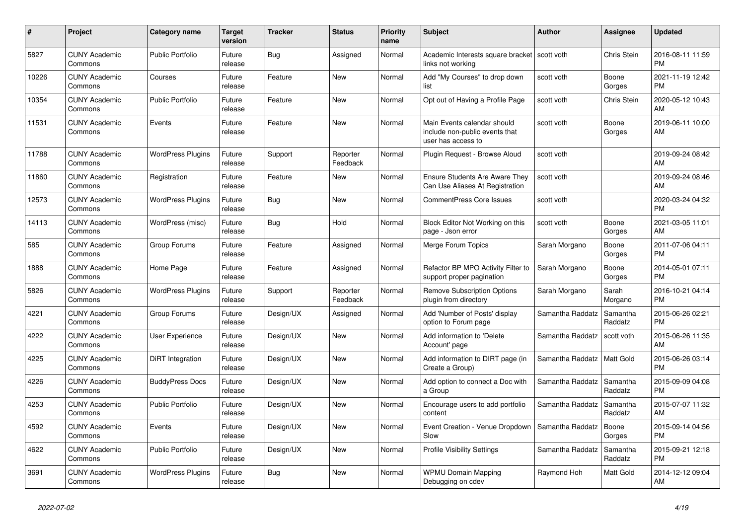| # | Project | Category name | Target version | Tracker | Status | Priority name | Subject | Author | Assignee | Updated |
|---|---|---|---|---|---|---|---|---|---|---|
| 5827 | CUNY Academic Commons | Public Portfolio | Future release | Bug | Assigned | Normal | Academic Interests square bracket links not working | scott voth | Chris Stein | 2016-08-11 11:59 PM |
| 10226 | CUNY Academic Commons | Courses | Future release | Feature | New | Normal | Add "My Courses" to drop down list | scott voth | Boone Gorges | 2021-11-19 12:42 PM |
| 10354 | CUNY Academic Commons | Public Portfolio | Future release | Feature | New | Normal | Opt out of Having a Profile Page | scott voth | Chris Stein | 2020-05-12 10:43 AM |
| 11531 | CUNY Academic Commons | Events | Future release | Feature | New | Normal | Main Events calendar should include non-public events that user has access to | scott voth | Boone Gorges | 2019-06-11 10:00 AM |
| 11788 | CUNY Academic Commons | WordPress Plugins | Future release | Support | Reporter Feedback | Normal | Plugin Request - Browse Aloud | scott voth | | 2019-09-24 08:42 AM |
| 11860 | CUNY Academic Commons | Registration | Future release | Feature | New | Normal | Ensure Students Are Aware They Can Use Aliases At Registration | scott voth | | 2019-09-24 08:46 AM |
| 12573 | CUNY Academic Commons | WordPress Plugins | Future release | Bug | New | Normal | CommentPress Core Issues | scott voth | | 2020-03-24 04:32 PM |
| 14113 | CUNY Academic Commons | WordPress (misc) | Future release | Bug | Hold | Normal | Block Editor Not Working on this page - Json error | scott voth | Boone Gorges | 2021-03-05 11:01 AM |
| 585 | CUNY Academic Commons | Group Forums | Future release | Feature | Assigned | Normal | Merge Forum Topics | Sarah Morgano | Boone Gorges | 2011-07-06 04:11 PM |
| 1888 | CUNY Academic Commons | Home Page | Future release | Feature | Assigned | Normal | Refactor BP MPO Activity Filter to support proper pagination | Sarah Morgano | Boone Gorges | 2014-05-01 07:11 PM |
| 5826 | CUNY Academic Commons | WordPress Plugins | Future release | Support | Reporter Feedback | Normal | Remove Subscription Options plugin from directory | Sarah Morgano | Sarah Morgano | 2016-10-21 04:14 PM |
| 4221 | CUNY Academic Commons | Group Forums | Future release | Design/UX | Assigned | Normal | Add 'Number of Posts' display option to Forum page | Samantha Raddatz | Samantha Raddatz | 2015-06-26 02:21 PM |
| 4222 | CUNY Academic Commons | User Experience | Future release | Design/UX | New | Normal | Add information to 'Delete Account' page | Samantha Raddatz | scott voth | 2015-06-26 11:35 AM |
| 4225 | CUNY Academic Commons | DiRT Integration | Future release | Design/UX | New | Normal | Add information to DIRT page (in Create a Group) | Samantha Raddatz | Matt Gold | 2015-06-26 03:14 PM |
| 4226 | CUNY Academic Commons | BuddyPress Docs | Future release | Design/UX | New | Normal | Add option to connect a Doc with a Group | Samantha Raddatz | Samantha Raddatz | 2015-09-09 04:08 PM |
| 4253 | CUNY Academic Commons | Public Portfolio | Future release | Design/UX | New | Normal | Encourage users to add portfolio content | Samantha Raddatz | Samantha Raddatz | 2015-07-07 11:32 AM |
| 4592 | CUNY Academic Commons | Events | Future release | Design/UX | New | Normal | Event Creation - Venue Dropdown Slow | Samantha Raddatz | Boone Gorges | 2015-09-14 04:56 PM |
| 4622 | CUNY Academic Commons | Public Portfolio | Future release | Design/UX | New | Normal | Profile Visibility Settings | Samantha Raddatz | Samantha Raddatz | 2015-09-21 12:18 PM |
| 3691 | CUNY Academic Commons | WordPress Plugins | Future release | Bug | New | Normal | WPMU Domain Mapping Debugging on cdev | Raymond Hoh | Matt Gold | 2014-12-12 09:04 AM |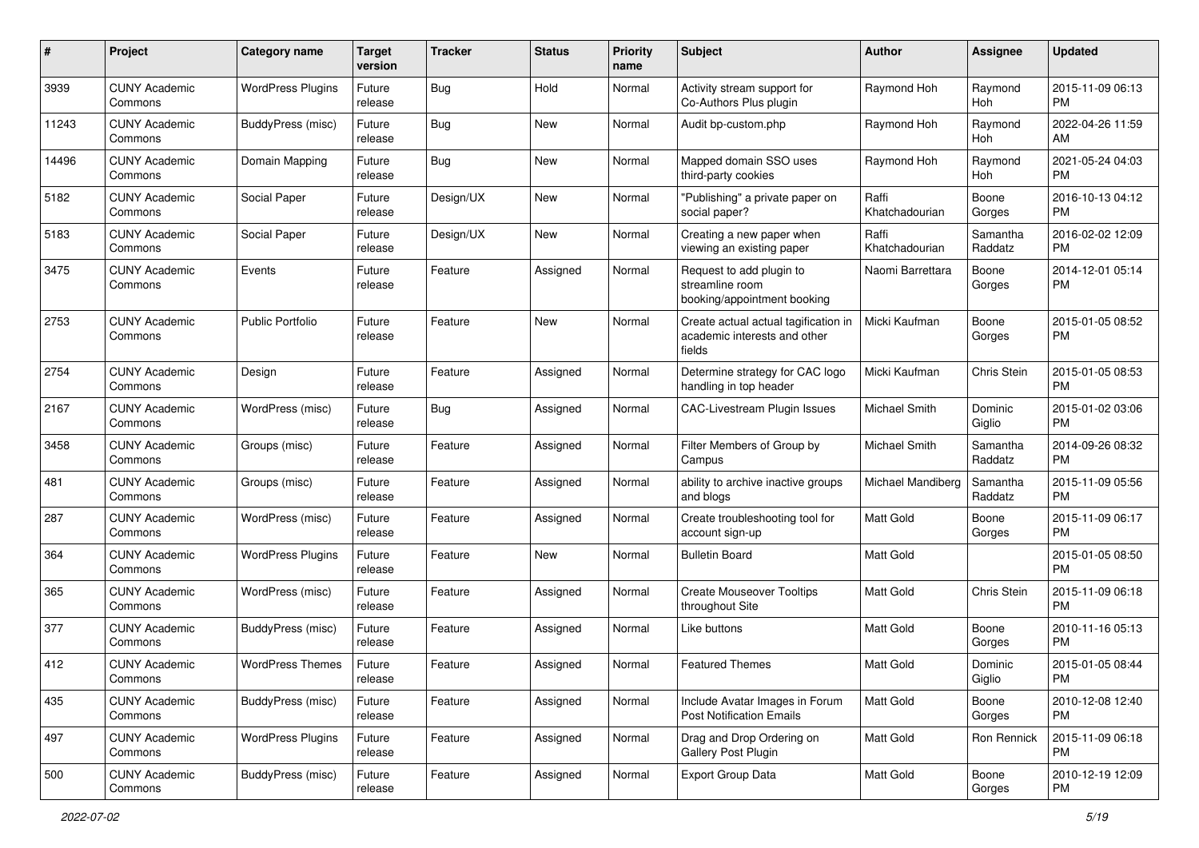| # | Project | Category name | Target version | Tracker | Status | Priority name | Subject | Author | Assignee | Updated |
|---|---|---|---|---|---|---|---|---|---|---|
| 3939 | CUNY Academic Commons | WordPress Plugins | Future release | Bug | Hold | Normal | Activity stream support for Co-Authors Plus plugin | Raymond Hoh | Raymond Hoh | 2015-11-09 06:13 PM |
| 11243 | CUNY Academic Commons | BuddyPress (misc) | Future release | Bug | New | Normal | Audit bp-custom.php | Raymond Hoh | Raymond Hoh | 2022-04-26 11:59 AM |
| 14496 | CUNY Academic Commons | Domain Mapping | Future release | Bug | New | Normal | Mapped domain SSO uses third-party cookies | Raymond Hoh | Raymond Hoh | 2021-05-24 04:03 PM |
| 5182 | CUNY Academic Commons | Social Paper | Future release | Design/UX | New | Normal | "Publishing" a private paper on social paper? | Raffi Khatchadourian | Boone Gorges | 2016-10-13 04:12 PM |
| 5183 | CUNY Academic Commons | Social Paper | Future release | Design/UX | New | Normal | Creating a new paper when viewing an existing paper | Raffi Khatchadourian | Samantha Raddatz | 2016-02-02 12:09 PM |
| 3475 | CUNY Academic Commons | Events | Future release | Feature | Assigned | Normal | Request to add plugin to streamline room booking/appointment booking | Naomi Barrettara | Boone Gorges | 2014-12-01 05:14 PM |
| 2753 | CUNY Academic Commons | Public Portfolio | Future release | Feature | New | Normal | Create actual actual tagification in academic interests and other fields | Micki Kaufman | Boone Gorges | 2015-01-05 08:52 PM |
| 2754 | CUNY Academic Commons | Design | Future release | Feature | Assigned | Normal | Determine strategy for CAC logo handling in top header | Micki Kaufman | Chris Stein | 2015-01-05 08:53 PM |
| 2167 | CUNY Academic Commons | WordPress (misc) | Future release | Bug | Assigned | Normal | CAC-Livestream Plugin Issues | Michael Smith | Dominic Giglio | 2015-01-02 03:06 PM |
| 3458 | CUNY Academic Commons | Groups (misc) | Future release | Feature | Assigned | Normal | Filter Members of Group by Campus | Michael Smith | Samantha Raddatz | 2014-09-26 08:32 PM |
| 481 | CUNY Academic Commons | Groups (misc) | Future release | Feature | Assigned | Normal | ability to archive inactive groups and blogs | Michael Mandiberg | Samantha Raddatz | 2015-11-09 05:56 PM |
| 287 | CUNY Academic Commons | WordPress (misc) | Future release | Feature | Assigned | Normal | Create troubleshooting tool for account sign-up | Matt Gold | Boone Gorges | 2015-11-09 06:17 PM |
| 364 | CUNY Academic Commons | WordPress Plugins | Future release | Feature | New | Normal | Bulletin Board | Matt Gold | | 2015-01-05 08:50 PM |
| 365 | CUNY Academic Commons | WordPress (misc) | Future release | Feature | Assigned | Normal | Create Mouseover Tooltips throughout Site | Matt Gold | Chris Stein | 2015-11-09 06:18 PM |
| 377 | CUNY Academic Commons | BuddyPress (misc) | Future release | Feature | Assigned | Normal | Like buttons | Matt Gold | Boone Gorges | 2010-11-16 05:13 PM |
| 412 | CUNY Academic Commons | WordPress Themes | Future release | Feature | Assigned | Normal | Featured Themes | Matt Gold | Dominic Giglio | 2015-01-05 08:44 PM |
| 435 | CUNY Academic Commons | BuddyPress (misc) | Future release | Feature | Assigned | Normal | Include Avatar Images in Forum Post Notification Emails | Matt Gold | Boone Gorges | 2010-12-08 12:40 PM |
| 497 | CUNY Academic Commons | WordPress Plugins | Future release | Feature | Assigned | Normal | Drag and Drop Ordering on Gallery Post Plugin | Matt Gold | Ron Rennick | 2015-11-09 06:18 PM |
| 500 | CUNY Academic Commons | BuddyPress (misc) | Future release | Feature | Assigned | Normal | Export Group Data | Matt Gold | Boone Gorges | 2010-12-19 12:09 PM |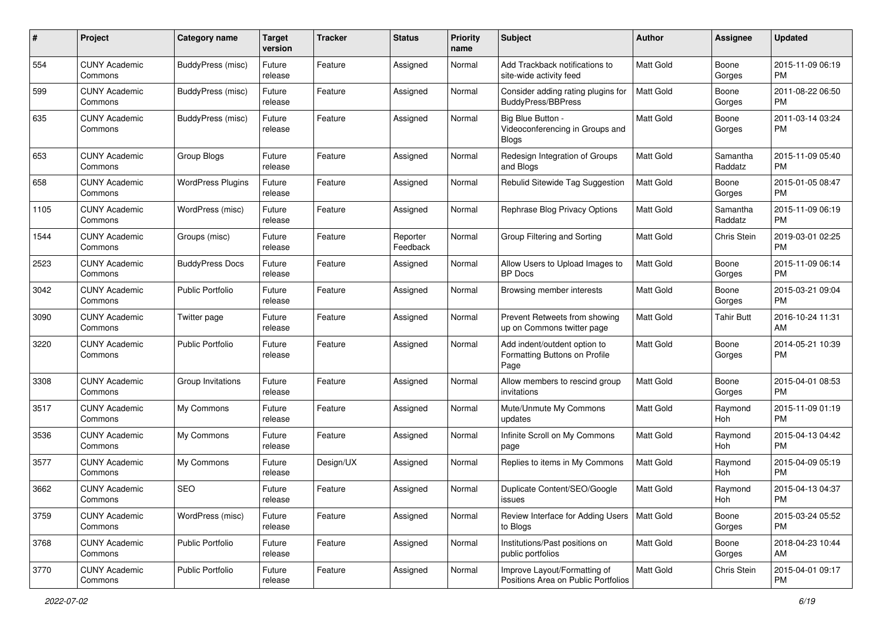| # | Project | Category name | Target version | Tracker | Status | Priority name | Subject | Author | Assignee | Updated |
|---|---|---|---|---|---|---|---|---|---|---|
| 554 | CUNY Academic Commons | BuddyPress (misc) | Future release | Feature | Assigned | Normal | Add Trackback notifications to site-wide activity feed | Matt Gold | Boone Gorges | 2015-11-09 06:19 PM |
| 599 | CUNY Academic Commons | BuddyPress (misc) | Future release | Feature | Assigned | Normal | Consider adding rating plugins for BuddyPress/BBPress | Matt Gold | Boone Gorges | 2011-08-22 06:50 PM |
| 635 | CUNY Academic Commons | BuddyPress (misc) | Future release | Feature | Assigned | Normal | Big Blue Button - Videoconferencing in Groups and Blogs | Matt Gold | Boone Gorges | 2011-03-14 03:24 PM |
| 653 | CUNY Academic Commons | Group Blogs | Future release | Feature | Assigned | Normal | Redesign Integration of Groups and Blogs | Matt Gold | Samantha Raddatz | 2015-11-09 05:40 PM |
| 658 | CUNY Academic Commons | WordPress Plugins | Future release | Feature | Assigned | Normal | Rebulid Sitewide Tag Suggestion | Matt Gold | Boone Gorges | 2015-01-05 08:47 PM |
| 1105 | CUNY Academic Commons | WordPress (misc) | Future release | Feature | Assigned | Normal | Rephrase Blog Privacy Options | Matt Gold | Samantha Raddatz | 2015-11-09 06:19 PM |
| 1544 | CUNY Academic Commons | Groups (misc) | Future release | Feature | Reporter Feedback | Normal | Group Filtering and Sorting | Matt Gold | Chris Stein | 2019-03-01 02:25 PM |
| 2523 | CUNY Academic Commons | BuddyPress Docs | Future release | Feature | Assigned | Normal | Allow Users to Upload Images to BP Docs | Matt Gold | Boone Gorges | 2015-11-09 06:14 PM |
| 3042 | CUNY Academic Commons | Public Portfolio | Future release | Feature | Assigned | Normal | Browsing member interests | Matt Gold | Boone Gorges | 2015-03-21 09:04 PM |
| 3090 | CUNY Academic Commons | Twitter page | Future release | Feature | Assigned | Normal | Prevent Retweets from showing up on Commons twitter page | Matt Gold | Tahir Butt | 2016-10-24 11:31 AM |
| 3220 | CUNY Academic Commons | Public Portfolio | Future release | Feature | Assigned | Normal | Add indent/outdent option to Formatting Buttons on Profile Page | Matt Gold | Boone Gorges | 2014-05-21 10:39 PM |
| 3308 | CUNY Academic Commons | Group Invitations | Future release | Feature | Assigned | Normal | Allow members to rescind group invitations | Matt Gold | Boone Gorges | 2015-04-01 08:53 PM |
| 3517 | CUNY Academic Commons | My Commons | Future release | Feature | Assigned | Normal | Mute/Unmute My Commons updates | Matt Gold | Raymond Hoh | 2015-11-09 01:19 PM |
| 3536 | CUNY Academic Commons | My Commons | Future release | Feature | Assigned | Normal | Infinite Scroll on My Commons page | Matt Gold | Raymond Hoh | 2015-04-13 04:42 PM |
| 3577 | CUNY Academic Commons | My Commons | Future release | Design/UX | Assigned | Normal | Replies to items in My Commons | Matt Gold | Raymond Hoh | 2015-04-09 05:19 PM |
| 3662 | CUNY Academic Commons | SEO | Future release | Feature | Assigned | Normal | Duplicate Content/SEO/Google issues | Matt Gold | Raymond Hoh | 2015-04-13 04:37 PM |
| 3759 | CUNY Academic Commons | WordPress (misc) | Future release | Feature | Assigned | Normal | Review Interface for Adding Users to Blogs | Matt Gold | Boone Gorges | 2015-03-24 05:52 PM |
| 3768 | CUNY Academic Commons | Public Portfolio | Future release | Feature | Assigned | Normal | Institutions/Past positions on public portfolios | Matt Gold | Boone Gorges | 2018-04-23 10:44 AM |
| 3770 | CUNY Academic Commons | Public Portfolio | Future release | Feature | Assigned | Normal | Improve Layout/Formatting of Positions Area on Public Portfolios | Matt Gold | Chris Stein | 2015-04-01 09:17 PM |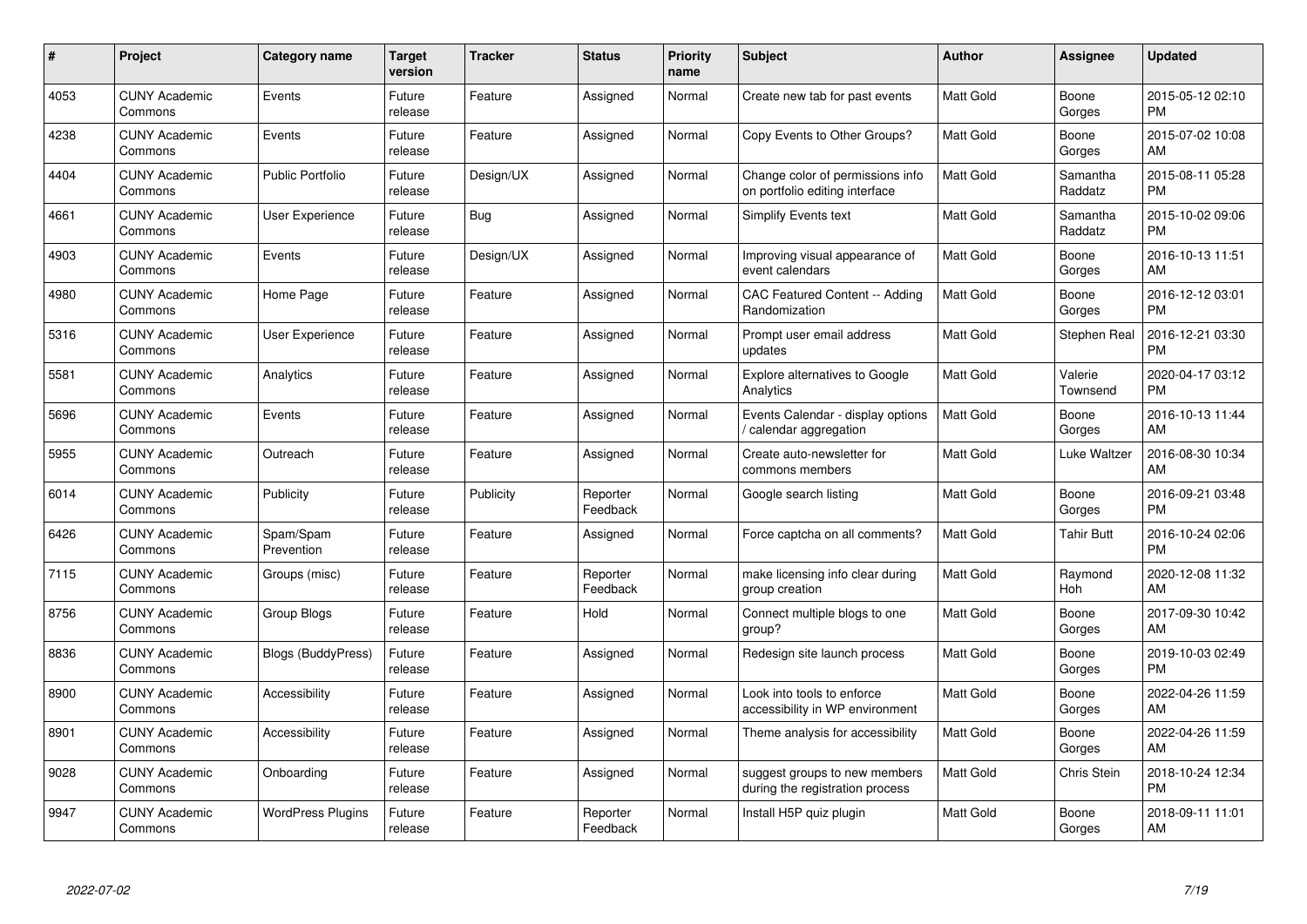| # | Project | Category name | Target version | Tracker | Status | Priority name | Subject | Author | Assignee | Updated |
|---|---|---|---|---|---|---|---|---|---|---|
| 4053 | CUNY Academic Commons | Events | Future release | Feature | Assigned | Normal | Create new tab for past events | Matt Gold | Boone Gorges | 2015-05-12 02:10 PM |
| 4238 | CUNY Academic Commons | Events | Future release | Feature | Assigned | Normal | Copy Events to Other Groups? | Matt Gold | Boone Gorges | 2015-07-02 10:08 AM |
| 4404 | CUNY Academic Commons | Public Portfolio | Future release | Design/UX | Assigned | Normal | Change color of permissions info on portfolio editing interface | Matt Gold | Samantha Raddatz | 2015-08-11 05:28 PM |
| 4661 | CUNY Academic Commons | User Experience | Future release | Bug | Assigned | Normal | Simplify Events text | Matt Gold | Samantha Raddatz | 2015-10-02 09:06 PM |
| 4903 | CUNY Academic Commons | Events | Future release | Design/UX | Assigned | Normal | Improving visual appearance of event calendars | Matt Gold | Boone Gorges | 2016-10-13 11:51 AM |
| 4980 | CUNY Academic Commons | Home Page | Future release | Feature | Assigned | Normal | CAC Featured Content -- Adding Randomization | Matt Gold | Boone Gorges | 2016-12-12 03:01 PM |
| 5316 | CUNY Academic Commons | User Experience | Future release | Feature | Assigned | Normal | Prompt user email address updates | Matt Gold | Stephen Real | 2016-12-21 03:30 PM |
| 5581 | CUNY Academic Commons | Analytics | Future release | Feature | Assigned | Normal | Explore alternatives to Google Analytics | Matt Gold | Valerie Townsend | 2020-04-17 03:12 PM |
| 5696 | CUNY Academic Commons | Events | Future release | Feature | Assigned | Normal | Events Calendar - display options / calendar aggregation | Matt Gold | Boone Gorges | 2016-10-13 11:44 AM |
| 5955 | CUNY Academic Commons | Outreach | Future release | Feature | Assigned | Normal | Create auto-newsletter for commons members | Matt Gold | Luke Waltzer | 2016-08-30 10:34 AM |
| 6014 | CUNY Academic Commons | Publicity | Future release | Publicity | Reporter Feedback | Normal | Google search listing | Matt Gold | Boone Gorges | 2016-09-21 03:48 PM |
| 6426 | CUNY Academic Commons | Spam/Spam Prevention | Future release | Feature | Assigned | Normal | Force captcha on all comments? | Matt Gold | Tahir Butt | 2016-10-24 02:06 PM |
| 7115 | CUNY Academic Commons | Groups (misc) | Future release | Feature | Reporter Feedback | Normal | make licensing info clear during group creation | Matt Gold | Raymond Hoh | 2020-12-08 11:32 AM |
| 8756 | CUNY Academic Commons | Group Blogs | Future release | Feature | Hold | Normal | Connect multiple blogs to one group? | Matt Gold | Boone Gorges | 2017-09-30 10:42 AM |
| 8836 | CUNY Academic Commons | Blogs (BuddyPress) | Future release | Feature | Assigned | Normal | Redesign site launch process | Matt Gold | Boone Gorges | 2019-10-03 02:49 PM |
| 8900 | CUNY Academic Commons | Accessibility | Future release | Feature | Assigned | Normal | Look into tools to enforce accessibility in WP environment | Matt Gold | Boone Gorges | 2022-04-26 11:59 AM |
| 8901 | CUNY Academic Commons | Accessibility | Future release | Feature | Assigned | Normal | Theme analysis for accessibility | Matt Gold | Boone Gorges | 2022-04-26 11:59 AM |
| 9028 | CUNY Academic Commons | Onboarding | Future release | Feature | Assigned | Normal | suggest groups to new members during the registration process | Matt Gold | Chris Stein | 2018-10-24 12:34 PM |
| 9947 | CUNY Academic Commons | WordPress Plugins | Future release | Feature | Reporter Feedback | Normal | Install H5P quiz plugin | Matt Gold | Boone Gorges | 2018-09-11 11:01 AM |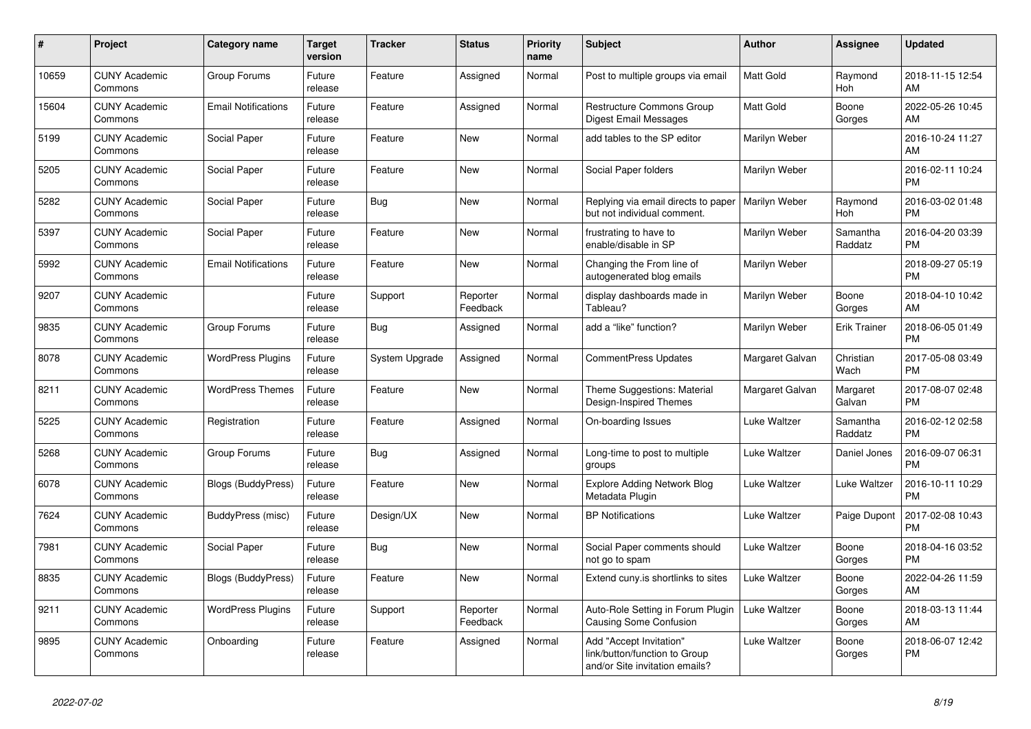| # | Project | Category name | Target version | Tracker | Status | Priority name | Subject | Author | Assignee | Updated |
|---|---|---|---|---|---|---|---|---|---|---|
| 10659 | CUNY Academic Commons | Group Forums | Future release | Feature | Assigned | Normal | Post to multiple groups via email | Matt Gold | Raymond Hoh | 2018-11-15 12:54 AM |
| 15604 | CUNY Academic Commons | Email Notifications | Future release | Feature | Assigned | Normal | Restructure Commons Group Digest Email Messages | Matt Gold | Boone Gorges | 2022-05-26 10:45 AM |
| 5199 | CUNY Academic Commons | Social Paper | Future release | Feature | New | Normal | add tables to the SP editor | Marilyn Weber | | 2016-10-24 11:27 AM |
| 5205 | CUNY Academic Commons | Social Paper | Future release | Feature | New | Normal | Social Paper folders | Marilyn Weber | | 2016-02-11 10:24 PM |
| 5282 | CUNY Academic Commons | Social Paper | Future release | Bug | New | Normal | Replying via email directs to paper but not individual comment. | Marilyn Weber | Raymond Hoh | 2016-03-02 01:48 PM |
| 5397 | CUNY Academic Commons | Social Paper | Future release | Feature | New | Normal | frustrating to have to enable/disable in SP | Marilyn Weber | Samantha Raddatz | 2016-04-20 03:39 PM |
| 5992 | CUNY Academic Commons | Email Notifications | Future release | Feature | New | Normal | Changing the From line of autogenerated blog emails | Marilyn Weber | | 2018-09-27 05:19 PM |
| 9207 | CUNY Academic Commons | | Future release | Support | Reporter Feedback | Normal | display dashboards made in Tableau? | Marilyn Weber | Boone Gorges | 2018-04-10 10:42 AM |
| 9835 | CUNY Academic Commons | Group Forums | Future release | Bug | Assigned | Normal | add a "like" function? | Marilyn Weber | Erik Trainer | 2018-06-05 01:49 PM |
| 8078 | CUNY Academic Commons | WordPress Plugins | Future release | System Upgrade | Assigned | Normal | CommentPress Updates | Margaret Galvan | Christian Wach | 2017-05-08 03:49 PM |
| 8211 | CUNY Academic Commons | WordPress Themes | Future release | Feature | New | Normal | Theme Suggestions: Material Design-Inspired Themes | Margaret Galvan | Margaret Galvan | 2017-08-07 02:48 PM |
| 5225 | CUNY Academic Commons | Registration | Future release | Feature | Assigned | Normal | On-boarding Issues | Luke Waltzer | Samantha Raddatz | 2016-02-12 02:58 PM |
| 5268 | CUNY Academic Commons | Group Forums | Future release | Bug | Assigned | Normal | Long-time to post to multiple groups | Luke Waltzer | Daniel Jones | 2016-09-07 06:31 PM |
| 6078 | CUNY Academic Commons | Blogs (BuddyPress) | Future release | Feature | New | Normal | Explore Adding Network Blog Metadata Plugin | Luke Waltzer | Luke Waltzer | 2016-10-11 10:29 PM |
| 7624 | CUNY Academic Commons | BuddyPress (misc) | Future release | Design/UX | New | Normal | BP Notifications | Luke Waltzer | Paige Dupont | 2017-02-08 10:43 PM |
| 7981 | CUNY Academic Commons | Social Paper | Future release | Bug | New | Normal | Social Paper comments should not go to spam | Luke Waltzer | Boone Gorges | 2018-04-16 03:52 PM |
| 8835 | CUNY Academic Commons | Blogs (BuddyPress) | Future release | Feature | New | Normal | Extend cuny.is shortlinks to sites | Luke Waltzer | Boone Gorges | 2022-04-26 11:59 AM |
| 9211 | CUNY Academic Commons | WordPress Plugins | Future release | Support | Reporter Feedback | Normal | Auto-Role Setting in Forum Plugin Causing Some Confusion | Luke Waltzer | Boone Gorges | 2018-03-13 11:44 AM |
| 9895 | CUNY Academic Commons | Onboarding | Future release | Feature | Assigned | Normal | Add "Accept Invitation" link/button/function to Group and/or Site invitation emails? | Luke Waltzer | Boone Gorges | 2018-06-07 12:42 PM |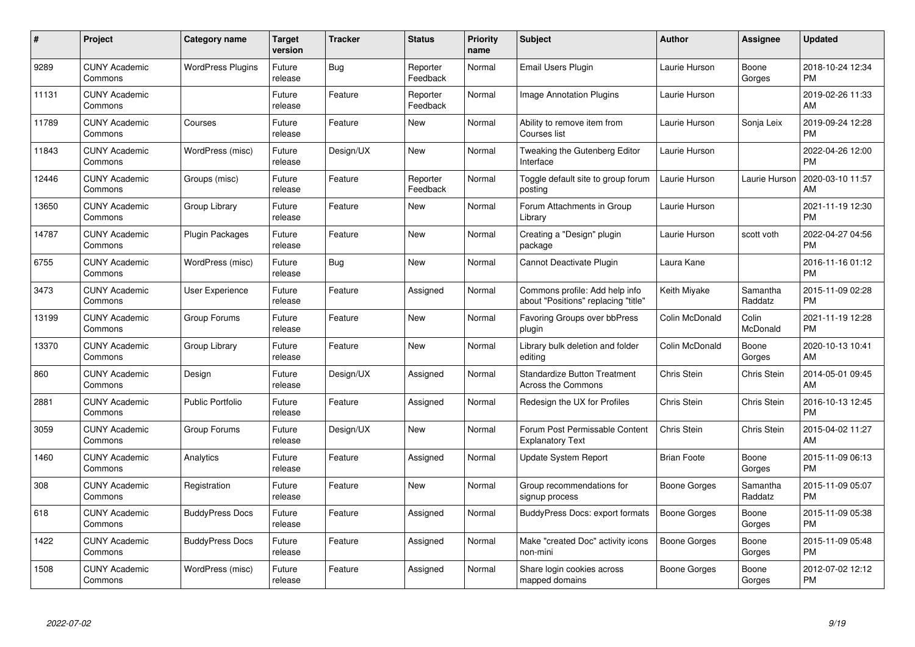| # | Project | Category name | Target version | Tracker | Status | Priority name | Subject | Author | Assignee | Updated |
|---|---|---|---|---|---|---|---|---|---|---|
| 9289 | CUNY Academic Commons | WordPress Plugins | Future release | Bug | Reporter Feedback | Normal | Email Users Plugin | Laurie Hurson | Boone Gorges | 2018-10-24 12:34 PM |
| 11131 | CUNY Academic Commons | | Future release | Feature | Reporter Feedback | Normal | Image Annotation Plugins | Laurie Hurson | | 2019-02-26 11:33 AM |
| 11789 | CUNY Academic Commons | Courses | Future release | Feature | New | Normal | Ability to remove item from Courses list | Laurie Hurson | Sonja Leix | 2019-09-24 12:28 PM |
| 11843 | CUNY Academic Commons | WordPress (misc) | Future release | Design/UX | New | Normal | Tweaking the Gutenberg Editor Interface | Laurie Hurson | | 2022-04-26 12:00 PM |
| 12446 | CUNY Academic Commons | Groups (misc) | Future release | Feature | Reporter Feedback | Normal | Toggle default site to group forum posting | Laurie Hurson | Laurie Hurson | 2020-03-10 11:57 AM |
| 13650 | CUNY Academic Commons | Group Library | Future release | Feature | New | Normal | Forum Attachments in Group Library | Laurie Hurson | | 2021-11-19 12:30 PM |
| 14787 | CUNY Academic Commons | Plugin Packages | Future release | Feature | New | Normal | Creating a "Design" plugin package | Laurie Hurson | scott voth | 2022-04-27 04:56 PM |
| 6755 | CUNY Academic Commons | WordPress (misc) | Future release | Bug | New | Normal | Cannot Deactivate Plugin | Laura Kane | | 2016-11-16 01:12 PM |
| 3473 | CUNY Academic Commons | User Experience | Future release | Feature | Assigned | Normal | Commons profile: Add help info about "Positions" replacing "title" | Keith Miyake | Samantha Raddatz | 2015-11-09 02:28 PM |
| 13199 | CUNY Academic Commons | Group Forums | Future release | Feature | New | Normal | Favoring Groups over bbPress plugin | Colin McDonald | Colin McDonald | 2021-11-19 12:28 PM |
| 13370 | CUNY Academic Commons | Group Library | Future release | Feature | New | Normal | Library bulk deletion and folder editing | Colin McDonald | Boone Gorges | 2020-10-13 10:41 AM |
| 860 | CUNY Academic Commons | Design | Future release | Design/UX | Assigned | Normal | Standardize Button Treatment Across the Commons | Chris Stein | Chris Stein | 2014-05-01 09:45 AM |
| 2881 | CUNY Academic Commons | Public Portfolio | Future release | Feature | Assigned | Normal | Redesign the UX for Profiles | Chris Stein | Chris Stein | 2016-10-13 12:45 PM |
| 3059 | CUNY Academic Commons | Group Forums | Future release | Design/UX | New | Normal | Forum Post Permissable Content Explanatory Text | Chris Stein | Chris Stein | 2015-04-02 11:27 AM |
| 1460 | CUNY Academic Commons | Analytics | Future release | Feature | Assigned | Normal | Update System Report | Brian Foote | Boone Gorges | 2015-11-09 06:13 PM |
| 308 | CUNY Academic Commons | Registration | Future release | Feature | New | Normal | Group recommendations for signup process | Boone Gorges | Samantha Raddatz | 2015-11-09 05:07 PM |
| 618 | CUNY Academic Commons | BuddyPress Docs | Future release | Feature | Assigned | Normal | BuddyPress Docs: export formats | Boone Gorges | Boone Gorges | 2015-11-09 05:38 PM |
| 1422 | CUNY Academic Commons | BuddyPress Docs | Future release | Feature | Assigned | Normal | Make "created Doc" activity icons non-mini | Boone Gorges | Boone Gorges | 2015-11-09 05:48 PM |
| 1508 | CUNY Academic Commons | WordPress (misc) | Future release | Feature | Assigned | Normal | Share login cookies across mapped domains | Boone Gorges | Boone Gorges | 2012-07-02 12:12 PM |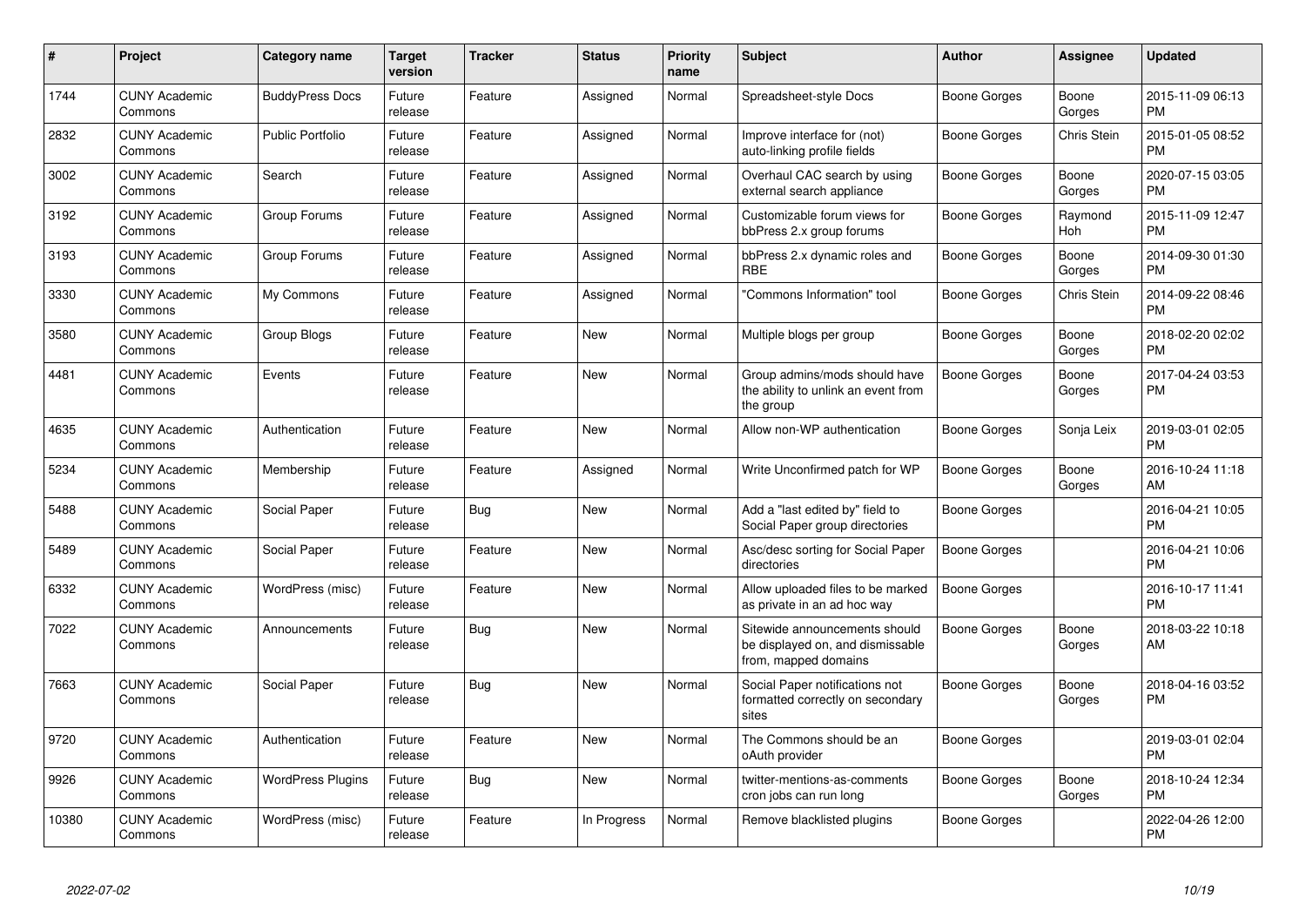| # | Project | Category name | Target version | Tracker | Status | Priority name | Subject | Author | Assignee | Updated |
|---|---|---|---|---|---|---|---|---|---|---|
| 1744 | CUNY Academic Commons | BuddyPress Docs | Future release | Feature | Assigned | Normal | Spreadsheet-style Docs | Boone Gorges | Boone Gorges | 2015-11-09 06:13 PM |
| 2832 | CUNY Academic Commons | Public Portfolio | Future release | Feature | Assigned | Normal | Improve interface for (not) auto-linking profile fields | Boone Gorges | Chris Stein | 2015-01-05 08:52 PM |
| 3002 | CUNY Academic Commons | Search | Future release | Feature | Assigned | Normal | Overhaul CAC search by using external search appliance | Boone Gorges | Boone Gorges | 2020-07-15 03:05 PM |
| 3192 | CUNY Academic Commons | Group Forums | Future release | Feature | Assigned | Normal | Customizable forum views for bbPress 2.x group forums | Boone Gorges | Raymond Hoh | 2015-11-09 12:47 PM |
| 3193 | CUNY Academic Commons | Group Forums | Future release | Feature | Assigned | Normal | bbPress 2.x dynamic roles and RBE | Boone Gorges | Boone Gorges | 2014-09-30 01:30 PM |
| 3330 | CUNY Academic Commons | My Commons | Future release | Feature | Assigned | Normal | "Commons Information" tool | Boone Gorges | Chris Stein | 2014-09-22 08:46 PM |
| 3580 | CUNY Academic Commons | Group Blogs | Future release | Feature | New | Normal | Multiple blogs per group | Boone Gorges | Boone Gorges | 2018-02-20 02:02 PM |
| 4481 | CUNY Academic Commons | Events | Future release | Feature | New | Normal | Group admins/mods should have the ability to unlink an event from the group | Boone Gorges | Boone Gorges | 2017-04-24 03:53 PM |
| 4635 | CUNY Academic Commons | Authentication | Future release | Feature | New | Normal | Allow non-WP authentication | Boone Gorges | Sonja Leix | 2019-03-01 02:05 PM |
| 5234 | CUNY Academic Commons | Membership | Future release | Feature | Assigned | Normal | Write Unconfirmed patch for WP | Boone Gorges | Boone Gorges | 2016-10-24 11:18 AM |
| 5488 | CUNY Academic Commons | Social Paper | Future release | Bug | New | Normal | Add a "last edited by" field to Social Paper group directories | Boone Gorges | | 2016-04-21 10:05 PM |
| 5489 | CUNY Academic Commons | Social Paper | Future release | Feature | New | Normal | Asc/desc sorting for Social Paper directories | Boone Gorges | | 2016-04-21 10:06 PM |
| 6332 | CUNY Academic Commons | WordPress (misc) | Future release | Feature | New | Normal | Allow uploaded files to be marked as private in an ad hoc way | Boone Gorges | | 2016-10-17 11:41 PM |
| 7022 | CUNY Academic Commons | Announcements | Future release | Bug | New | Normal | Sitewide announcements should be displayed on, and dismissable from, mapped domains | Boone Gorges | Boone Gorges | 2018-03-22 10:18 AM |
| 7663 | CUNY Academic Commons | Social Paper | Future release | Bug | New | Normal | Social Paper notifications not formatted correctly on secondary sites | Boone Gorges | Boone Gorges | 2018-04-16 03:52 PM |
| 9720 | CUNY Academic Commons | Authentication | Future release | Feature | New | Normal | The Commons should be an oAuth provider | Boone Gorges | | 2019-03-01 02:04 PM |
| 9926 | CUNY Academic Commons | WordPress Plugins | Future release | Bug | New | Normal | twitter-mentions-as-comments cron jobs can run long | Boone Gorges | Boone Gorges | 2018-10-24 12:34 PM |
| 10380 | CUNY Academic Commons | WordPress (misc) | Future release | Feature | In Progress | Normal | Remove blacklisted plugins | Boone Gorges | | 2022-04-26 12:00 PM |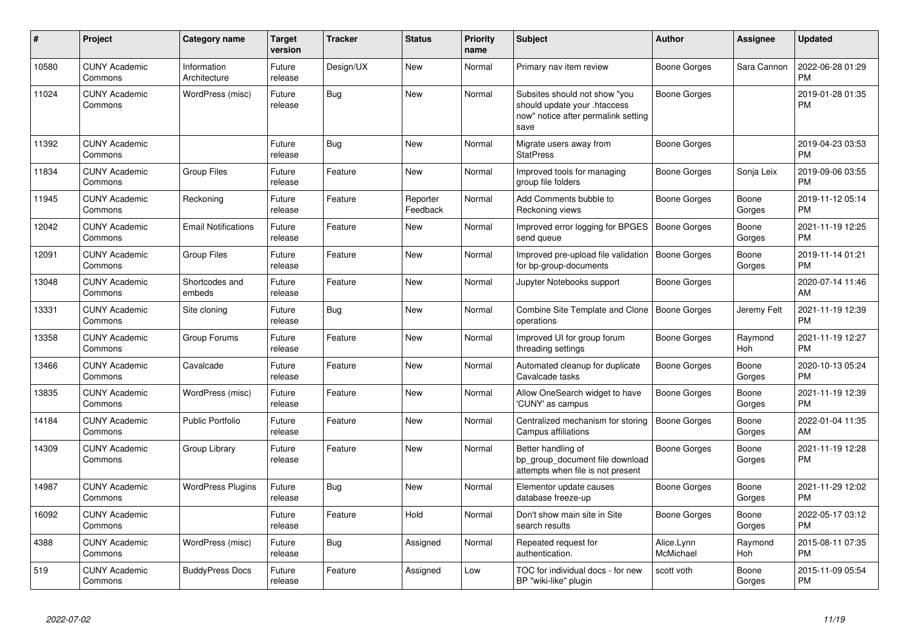| # | Project | Category name | Target version | Tracker | Status | Priority name | Subject | Author | Assignee | Updated |
|---|---|---|---|---|---|---|---|---|---|---|
| 10580 | CUNY Academic Commons | Information Architecture | Future release | Design/UX | New | Normal | Primary nav item review | Boone Gorges | Sara Cannon | 2022-06-28 01:29 PM |
| 11024 | CUNY Academic Commons | WordPress (misc) | Future release | Bug | New | Normal | Subsites should not show "you should update your .htaccess now" notice after permalink setting save | Boone Gorges | | 2019-01-28 01:35 PM |
| 11392 | CUNY Academic Commons | | Future release | Bug | New | Normal | Migrate users away from StatPress | Boone Gorges | | 2019-04-23 03:53 PM |
| 11834 | CUNY Academic Commons | Group Files | Future release | Feature | New | Normal | Improved tools for managing group file folders | Boone Gorges | Sonja Leix | 2019-09-06 03:55 PM |
| 11945 | CUNY Academic Commons | Reckoning | Future release | Feature | Reporter Feedback | Normal | Add Comments bubble to Reckoning views | Boone Gorges | Boone Gorges | 2019-11-12 05:14 PM |
| 12042 | CUNY Academic Commons | Email Notifications | Future release | Feature | New | Normal | Improved error logging for BPGES send queue | Boone Gorges | Boone Gorges | 2021-11-19 12:25 PM |
| 12091 | CUNY Academic Commons | Group Files | Future release | Feature | New | Normal | Improved pre-upload file validation for bp-group-documents | Boone Gorges | Boone Gorges | 2019-11-14 01:21 PM |
| 13048 | CUNY Academic Commons | Shortcodes and embeds | Future release | Feature | New | Normal | Jupyter Notebooks support | Boone Gorges | | 2020-07-14 11:46 AM |
| 13331 | CUNY Academic Commons | Site cloning | Future release | Bug | New | Normal | Combine Site Template and Clone operations | Boone Gorges | Jeremy Felt | 2021-11-19 12:39 PM |
| 13358 | CUNY Academic Commons | Group Forums | Future release | Feature | New | Normal | Improved UI for group forum threading settings | Boone Gorges | Raymond Hoh | 2021-11-19 12:27 PM |
| 13466 | CUNY Academic Commons | Cavalcade | Future release | Feature | New | Normal | Automated cleanup for duplicate Cavalcade tasks | Boone Gorges | Boone Gorges | 2020-10-13 05:24 PM |
| 13835 | CUNY Academic Commons | WordPress (misc) | Future release | Feature | New | Normal | Allow OneSearch widget to have 'CUNY' as campus | Boone Gorges | Boone Gorges | 2021-11-19 12:39 PM |
| 14184 | CUNY Academic Commons | Public Portfolio | Future release | Feature | New | Normal | Centralized mechanism for storing Campus affiliations | Boone Gorges | Boone Gorges | 2022-01-04 11:35 AM |
| 14309 | CUNY Academic Commons | Group Library | Future release | Feature | New | Normal | Better handling of bp_group_document file download attempts when file is not present | Boone Gorges | Boone Gorges | 2021-11-19 12:28 PM |
| 14987 | CUNY Academic Commons | WordPress Plugins | Future release | Bug | New | Normal | Elementor update causes database freeze-up | Boone Gorges | Boone Gorges | 2021-11-29 12:02 PM |
| 16092 | CUNY Academic Commons | | Future release | Feature | Hold | Normal | Don't show main site in Site search results | Boone Gorges | Boone Gorges | 2022-05-17 03:12 PM |
| 4388 | CUNY Academic Commons | WordPress (misc) | Future release | Bug | Assigned | Normal | Repeated request for authentication. | Alice.Lynn McMichael | Raymond Hoh | 2015-08-11 07:35 PM |
| 519 | CUNY Academic Commons | BuddyPress Docs | Future release | Feature | Assigned | Low | TOC for individual docs - for new BP "wiki-like" plugin | scott voth | Boone Gorges | 2015-11-09 05:54 PM |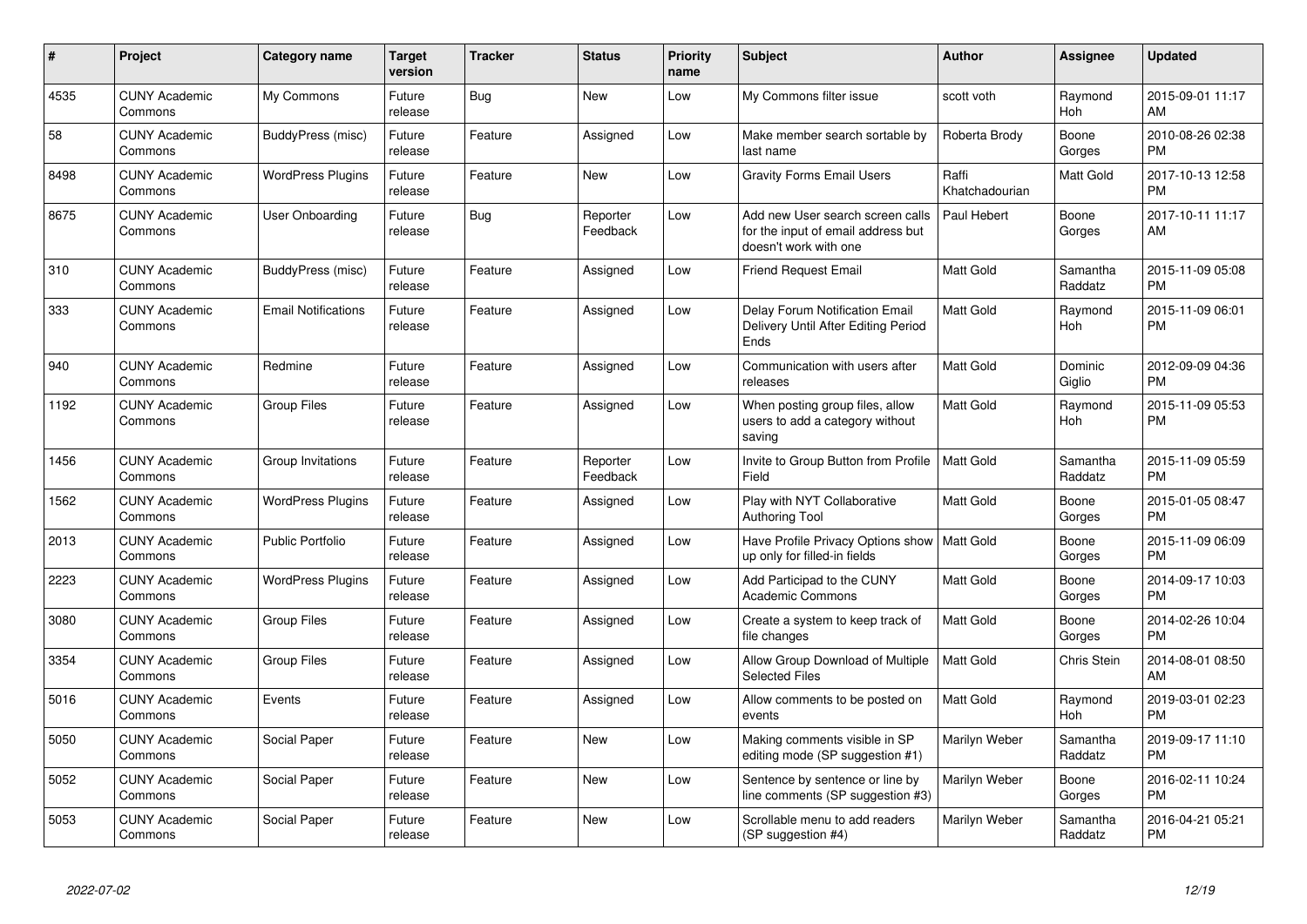| # | Project | Category name | Target version | Tracker | Status | Priority name | Subject | Author | Assignee | Updated |
|---|---|---|---|---|---|---|---|---|---|---|
| 4535 | CUNY Academic Commons | My Commons | Future release | Bug | New | Low | My Commons filter issue | scott voth | Raymond Hoh | 2015-09-01 11:17 AM |
| 58 | CUNY Academic Commons | BuddyPress (misc) | Future release | Feature | Assigned | Low | Make member search sortable by last name | Roberta Brody | Boone Gorges | 2010-08-26 02:38 PM |
| 8498 | CUNY Academic Commons | WordPress Plugins | Future release | Feature | New | Low | Gravity Forms Email Users | Raffi Khatchadourian | Matt Gold | 2017-10-13 12:58 PM |
| 8675 | CUNY Academic Commons | User Onboarding | Future release | Bug | Reporter Feedback | Low | Add new User search screen calls for the input of email address but doesn't work with one | Paul Hebert | Boone Gorges | 2017-10-11 11:17 AM |
| 310 | CUNY Academic Commons | BuddyPress (misc) | Future release | Feature | Assigned | Low | Friend Request Email | Matt Gold | Samantha Raddatz | 2015-11-09 05:08 PM |
| 333 | CUNY Academic Commons | Email Notifications | Future release | Feature | Assigned | Low | Delay Forum Notification Email Delivery Until After Editing Period Ends | Matt Gold | Raymond Hoh | 2015-11-09 06:01 PM |
| 940 | CUNY Academic Commons | Redmine | Future release | Feature | Assigned | Low | Communication with users after releases | Matt Gold | Dominic Giglio | 2012-09-09 04:36 PM |
| 1192 | CUNY Academic Commons | Group Files | Future release | Feature | Assigned | Low | When posting group files, allow users to add a category without saving | Matt Gold | Raymond Hoh | 2015-11-09 05:53 PM |
| 1456 | CUNY Academic Commons | Group Invitations | Future release | Feature | Reporter Feedback | Low | Invite to Group Button from Profile Field | Matt Gold | Samantha Raddatz | 2015-11-09 05:59 PM |
| 1562 | CUNY Academic Commons | WordPress Plugins | Future release | Feature | Assigned | Low | Play with NYT Collaborative Authoring Tool | Matt Gold | Boone Gorges | 2015-01-05 08:47 PM |
| 2013 | CUNY Academic Commons | Public Portfolio | Future release | Feature | Assigned | Low | Have Profile Privacy Options show up only for filled-in fields | Matt Gold | Boone Gorges | 2015-11-09 06:09 PM |
| 2223 | CUNY Academic Commons | WordPress Plugins | Future release | Feature | Assigned | Low | Add Participad to the CUNY Academic Commons | Matt Gold | Boone Gorges | 2014-09-17 10:03 PM |
| 3080 | CUNY Academic Commons | Group Files | Future release | Feature | Assigned | Low | Create a system to keep track of file changes | Matt Gold | Boone Gorges | 2014-02-26 10:04 PM |
| 3354 | CUNY Academic Commons | Group Files | Future release | Feature | Assigned | Low | Allow Group Download of Multiple Selected Files | Matt Gold | Chris Stein | 2014-08-01 08:50 AM |
| 5016 | CUNY Academic Commons | Events | Future release | Feature | Assigned | Low | Allow comments to be posted on events | Matt Gold | Raymond Hoh | 2019-03-01 02:23 PM |
| 5050 | CUNY Academic Commons | Social Paper | Future release | Feature | New | Low | Making comments visible in SP editing mode (SP suggestion #1) | Marilyn Weber | Samantha Raddatz | 2019-09-17 11:10 PM |
| 5052 | CUNY Academic Commons | Social Paper | Future release | Feature | New | Low | Sentence by sentence or line by line comments (SP suggestion #3) | Marilyn Weber | Boone Gorges | 2016-02-11 10:24 PM |
| 5053 | CUNY Academic Commons | Social Paper | Future release | Feature | New | Low | Scrollable menu to add readers (SP suggestion #4) | Marilyn Weber | Samantha Raddatz | 2016-04-21 05:21 PM |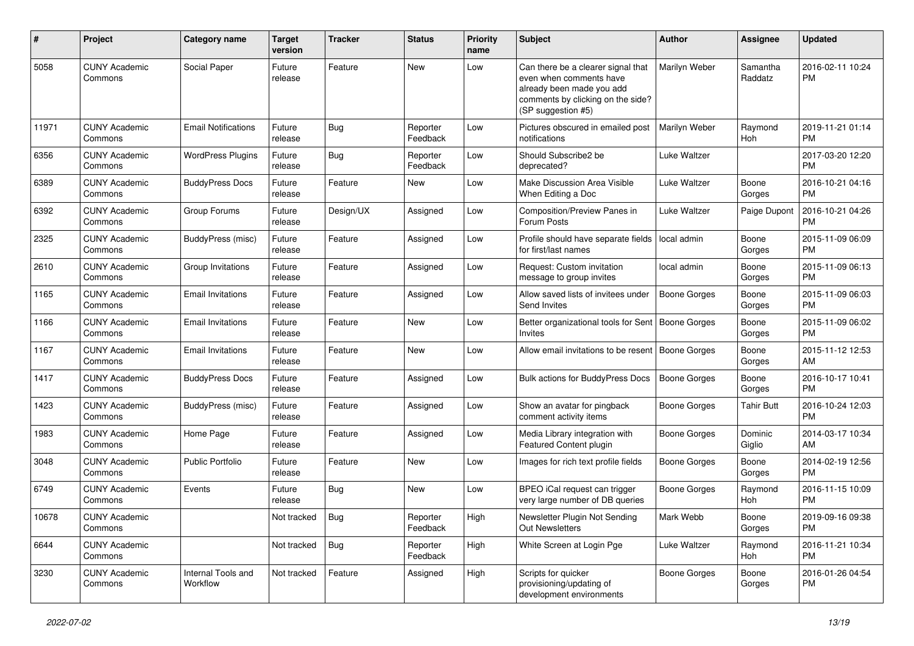| # | Project | Category name | Target version | Tracker | Status | Priority name | Subject | Author | Assignee | Updated |
|---|---|---|---|---|---|---|---|---|---|---|
| 5058 | CUNY Academic Commons | Social Paper | Future release | Feature | New | Low | Can there be a clearer signal that even when comments have already been made you add comments by clicking on the side? (SP suggestion #5) | Marilyn Weber | Samantha Raddatz | 2016-02-11 10:24 PM |
| 11971 | CUNY Academic Commons | Email Notifications | Future release | Bug | Reporter Feedback | Low | Pictures obscured in emailed post notifications | Marilyn Weber | Raymond Hoh | 2019-11-21 01:14 PM |
| 6356 | CUNY Academic Commons | WordPress Plugins | Future release | Bug | Reporter Feedback | Low | Should Subscribe2 be deprecated? | Luke Waltzer | | 2017-03-20 12:20 PM |
| 6389 | CUNY Academic Commons | BuddyPress Docs | Future release | Feature | New | Low | Make Discussion Area Visible When Editing a Doc | Luke Waltzer | Boone Gorges | 2016-10-21 04:16 PM |
| 6392 | CUNY Academic Commons | Group Forums | Future release | Design/UX | Assigned | Low | Composition/Preview Panes in Forum Posts | Luke Waltzer | Paige Dupont | 2016-10-21 04:26 PM |
| 2325 | CUNY Academic Commons | BuddyPress (misc) | Future release | Feature | Assigned | Low | Profile should have separate fields for first/last names | local admin | Boone Gorges | 2015-11-09 06:09 PM |
| 2610 | CUNY Academic Commons | Group Invitations | Future release | Feature | Assigned | Low | Request: Custom invitation message to group invites | local admin | Boone Gorges | 2015-11-09 06:13 PM |
| 1165 | CUNY Academic Commons | Email Invitations | Future release | Feature | Assigned | Low | Allow saved lists of invitees under Send Invites | Boone Gorges | Boone Gorges | 2015-11-09 06:03 PM |
| 1166 | CUNY Academic Commons | Email Invitations | Future release | Feature | New | Low | Better organizational tools for Sent Invites | Boone Gorges | Boone Gorges | 2015-11-09 06:02 PM |
| 1167 | CUNY Academic Commons | Email Invitations | Future release | Feature | New | Low | Allow email invitations to be resent | Boone Gorges | Boone Gorges | 2015-11-12 12:53 AM |
| 1417 | CUNY Academic Commons | BuddyPress Docs | Future release | Feature | Assigned | Low | Bulk actions for BuddyPress Docs | Boone Gorges | Boone Gorges | 2016-10-17 10:41 PM |
| 1423 | CUNY Academic Commons | BuddyPress (misc) | Future release | Feature | Assigned | Low | Show an avatar for pingback comment activity items | Boone Gorges | Tahir Butt | 2016-10-24 12:03 PM |
| 1983 | CUNY Academic Commons | Home Page | Future release | Feature | Assigned | Low | Media Library integration with Featured Content plugin | Boone Gorges | Dominic Giglio | 2014-03-17 10:34 AM |
| 3048 | CUNY Academic Commons | Public Portfolio | Future release | Feature | New | Low | Images for rich text profile fields | Boone Gorges | Boone Gorges | 2014-02-19 12:56 PM |
| 6749 | CUNY Academic Commons | Events | Future release | Bug | New | Low | BPEO iCal request can trigger very large number of DB queries | Boone Gorges | Raymond Hoh | 2016-11-15 10:09 PM |
| 10678 | CUNY Academic Commons | | Not tracked | Bug | Reporter Feedback | High | Newsletter Plugin Not Sending Out Newsletters | Mark Webb | Boone Gorges | 2019-09-16 09:38 PM |
| 6644 | CUNY Academic Commons | | Not tracked | Bug | Reporter Feedback | High | White Screen at Login Pge | Luke Waltzer | Raymond Hoh | 2016-11-21 10:34 PM |
| 3230 | CUNY Academic Commons | Internal Tools and Workflow | Not tracked | Feature | Assigned | High | Scripts for quicker provisioning/updating of development environments | Boone Gorges | Boone Gorges | 2016-01-26 04:54 PM |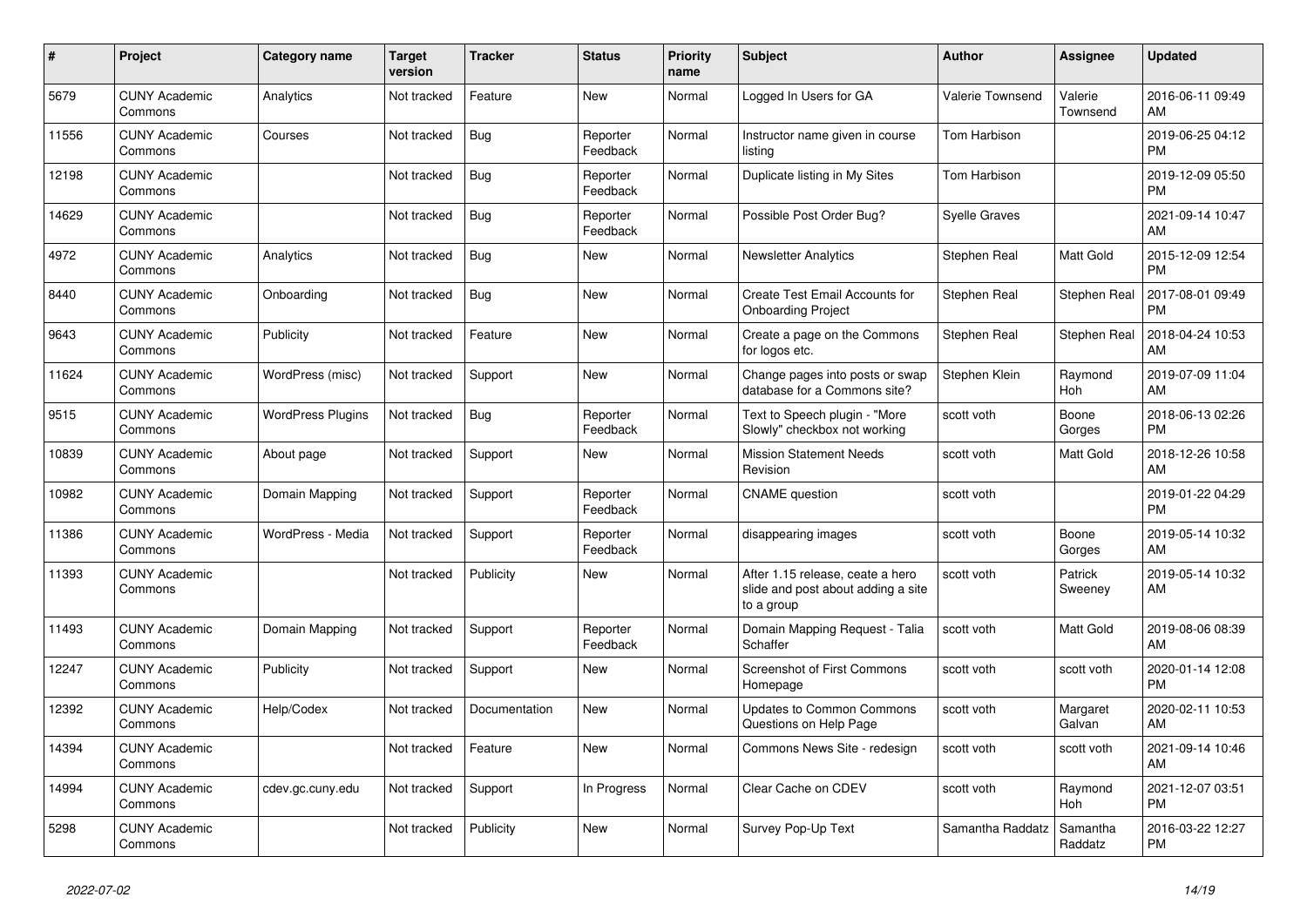| # | Project | Category name | Target version | Tracker | Status | Priority name | Subject | Author | Assignee | Updated |
|---|---|---|---|---|---|---|---|---|---|---|
| 5679 | CUNY Academic Commons | Analytics | Not tracked | Feature | New | Normal | Logged In Users for GA | Valerie Townsend | Valerie Townsend | 2016-06-11 09:49 AM |
| 11556 | CUNY Academic Commons | Courses | Not tracked | Bug | Reporter Feedback | Normal | Instructor name given in course listing | Tom Harbison | | 2019-06-25 04:12 PM |
| 12198 | CUNY Academic Commons | | Not tracked | Bug | Reporter Feedback | Normal | Duplicate listing in My Sites | Tom Harbison | | 2019-12-09 05:50 PM |
| 14629 | CUNY Academic Commons | | Not tracked | Bug | Reporter Feedback | Normal | Possible Post Order Bug? | Syelle Graves | | 2021-09-14 10:47 AM |
| 4972 | CUNY Academic Commons | Analytics | Not tracked | Bug | New | Normal | Newsletter Analytics | Stephen Real | Matt Gold | 2015-12-09 12:54 PM |
| 8440 | CUNY Academic Commons | Onboarding | Not tracked | Bug | New | Normal | Create Test Email Accounts for Onboarding Project | Stephen Real | Stephen Real | 2017-08-01 09:49 PM |
| 9643 | CUNY Academic Commons | Publicity | Not tracked | Feature | New | Normal | Create a page on the Commons for logos etc. | Stephen Real | Stephen Real | 2018-04-24 10:53 AM |
| 11624 | CUNY Academic Commons | WordPress (misc) | Not tracked | Support | New | Normal | Change pages into posts or swap database for a Commons site? | Stephen Klein | Raymond Hoh | 2019-07-09 11:04 AM |
| 9515 | CUNY Academic Commons | WordPress Plugins | Not tracked | Bug | Reporter Feedback | Normal | Text to Speech plugin - "More Slowly" checkbox not working | scott voth | Boone Gorges | 2018-06-13 02:26 PM |
| 10839 | CUNY Academic Commons | About page | Not tracked | Support | New | Normal | Mission Statement Needs Revision | scott voth | Matt Gold | 2018-12-26 10:58 AM |
| 10982 | CUNY Academic Commons | Domain Mapping | Not tracked | Support | Reporter Feedback | Normal | CNAME question | scott voth | | 2019-01-22 04:29 PM |
| 11386 | CUNY Academic Commons | WordPress - Media | Not tracked | Support | Reporter Feedback | Normal | disappearing images | scott voth | Boone Gorges | 2019-05-14 10:32 AM |
| 11393 | CUNY Academic Commons | | Not tracked | Publicity | New | Normal | After 1.15 release, ceate a hero slide and post about adding a site to a group | scott voth | Patrick Sweeney | 2019-05-14 10:32 AM |
| 11493 | CUNY Academic Commons | Domain Mapping | Not tracked | Support | Reporter Feedback | Normal | Domain Mapping Request - Talia Schaffer | scott voth | Matt Gold | 2019-08-06 08:39 AM |
| 12247 | CUNY Academic Commons | Publicity | Not tracked | Support | New | Normal | Screenshot of First Commons Homepage | scott voth | scott voth | 2020-01-14 12:08 PM |
| 12392 | CUNY Academic Commons | Help/Codex | Not tracked | Documentation | New | Normal | Updates to Common Commons Questions on Help Page | scott voth | Margaret Galvan | 2020-02-11 10:53 AM |
| 14394 | CUNY Academic Commons | | Not tracked | Feature | New | Normal | Commons News Site - redesign | scott voth | scott voth | 2021-09-14 10:46 AM |
| 14994 | CUNY Academic Commons | cdev.gc.cuny.edu | Not tracked | Support | In Progress | Normal | Clear Cache on CDEV | scott voth | Raymond Hoh | 2021-12-07 03:51 PM |
| 5298 | CUNY Academic Commons | | Not tracked | Publicity | New | Normal | Survey Pop-Up Text | Samantha Raddatz | Samantha Raddatz | 2016-03-22 12:27 PM |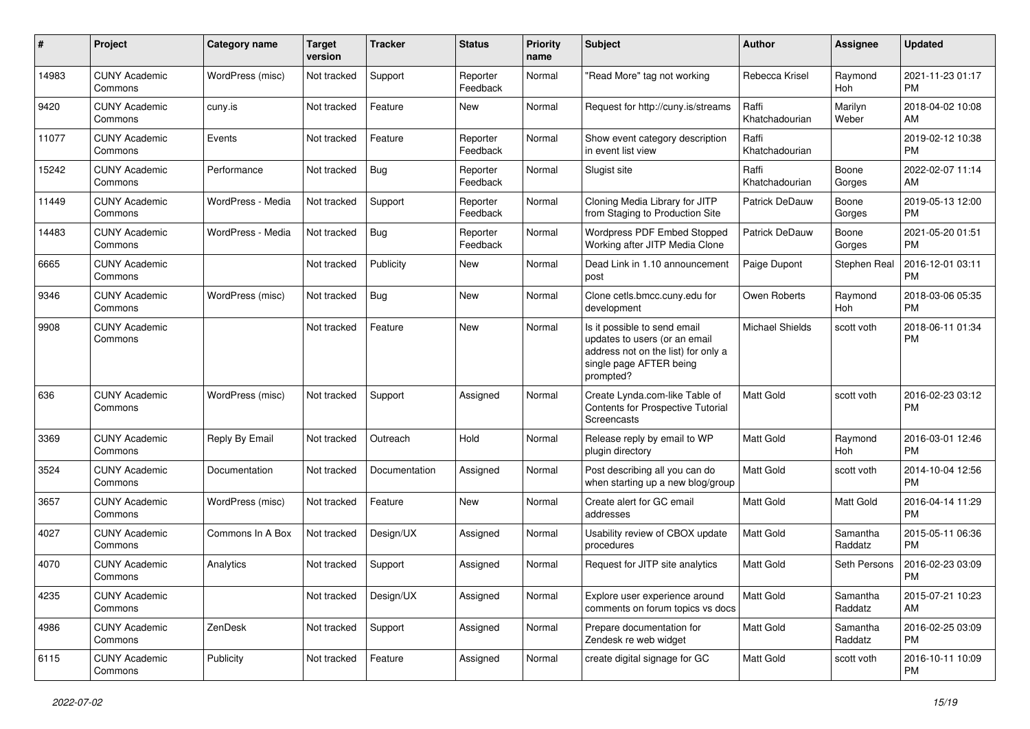| # | Project | Category name | Target version | Tracker | Status | Priority name | Subject | Author | Assignee | Updated |
|---|---|---|---|---|---|---|---|---|---|---|
| 14983 | CUNY Academic Commons | WordPress (misc) | Not tracked | Support | Reporter Feedback | Normal | "Read More" tag not working | Rebecca Krisel | Raymond Hoh | 2021-11-23 01:17 PM |
| 9420 | CUNY Academic Commons | cuny.is | Not tracked | Feature | New | Normal | Request for http://cuny.is/streams | Raffi Khatchadourian | Marilyn Weber | 2018-04-02 10:08 AM |
| 11077 | CUNY Academic Commons | Events | Not tracked | Feature | Reporter Feedback | Normal | Show event category description in event list view | Raffi Khatchadourian | | 2019-02-12 10:38 PM |
| 15242 | CUNY Academic Commons | Performance | Not tracked | Bug | Reporter Feedback | Normal | Slugist site | Raffi Khatchadourian | Boone Gorges | 2022-02-07 11:14 AM |
| 11449 | CUNY Academic Commons | WordPress - Media | Not tracked | Support | Reporter Feedback | Normal | Cloning Media Library for JITP from Staging to Production Site | Patrick DeDauw | Boone Gorges | 2019-05-13 12:00 PM |
| 14483 | CUNY Academic Commons | WordPress - Media | Not tracked | Bug | Reporter Feedback | Normal | Wordpress PDF Embed Stopped Working after JITP Media Clone | Patrick DeDauw | Boone Gorges | 2021-05-20 01:51 PM |
| 6665 | CUNY Academic Commons | | Not tracked | Publicity | New | Normal | Dead Link in 1.10 announcement post | Paige Dupont | Stephen Real | 2016-12-01 03:11 PM |
| 9346 | CUNY Academic Commons | WordPress (misc) | Not tracked | Bug | New | Normal | Clone cetls.bmcc.cuny.edu for development | Owen Roberts | Raymond Hoh | 2018-03-06 05:35 PM |
| 9908 | CUNY Academic Commons | | Not tracked | Feature | New | Normal | Is it possible to send email updates to users (or an email address not on the list) for only a single page AFTER being prompted? | Michael Shields | scott voth | 2018-06-11 01:34 PM |
| 636 | CUNY Academic Commons | WordPress (misc) | Not tracked | Support | Assigned | Normal | Create Lynda.com-like Table of Contents for Prospective Tutorial Screencasts | Matt Gold | scott voth | 2016-02-23 03:12 PM |
| 3369 | CUNY Academic Commons | Reply By Email | Not tracked | Outreach | Hold | Normal | Release reply by email to WP plugin directory | Matt Gold | Raymond Hoh | 2016-03-01 12:46 PM |
| 3524 | CUNY Academic Commons | Documentation | Not tracked | Documentation | Assigned | Normal | Post describing all you can do when starting up a new blog/group | Matt Gold | scott voth | 2014-10-04 12:56 PM |
| 3657 | CUNY Academic Commons | WordPress (misc) | Not tracked | Feature | New | Normal | Create alert for GC email addresses | Matt Gold | Matt Gold | 2016-04-14 11:29 PM |
| 4027 | CUNY Academic Commons | Commons In A Box | Not tracked | Design/UX | Assigned | Normal | Usability review of CBOX update procedures | Matt Gold | Samantha Raddatz | 2015-05-11 06:36 PM |
| 4070 | CUNY Academic Commons | Analytics | Not tracked | Support | Assigned | Normal | Request for JITP site analytics | Matt Gold | Seth Persons | 2016-02-23 03:09 PM |
| 4235 | CUNY Academic Commons | | Not tracked | Design/UX | Assigned | Normal | Explore user experience around comments on forum topics vs docs | Matt Gold | Samantha Raddatz | 2015-07-21 10:23 AM |
| 4986 | CUNY Academic Commons | ZenDesk | Not tracked | Support | Assigned | Normal | Prepare documentation for Zendesk re web widget | Matt Gold | Samantha Raddatz | 2016-02-25 03:09 PM |
| 6115 | CUNY Academic Commons | Publicity | Not tracked | Feature | Assigned | Normal | create digital signage for GC | Matt Gold | scott voth | 2016-10-11 10:09 PM |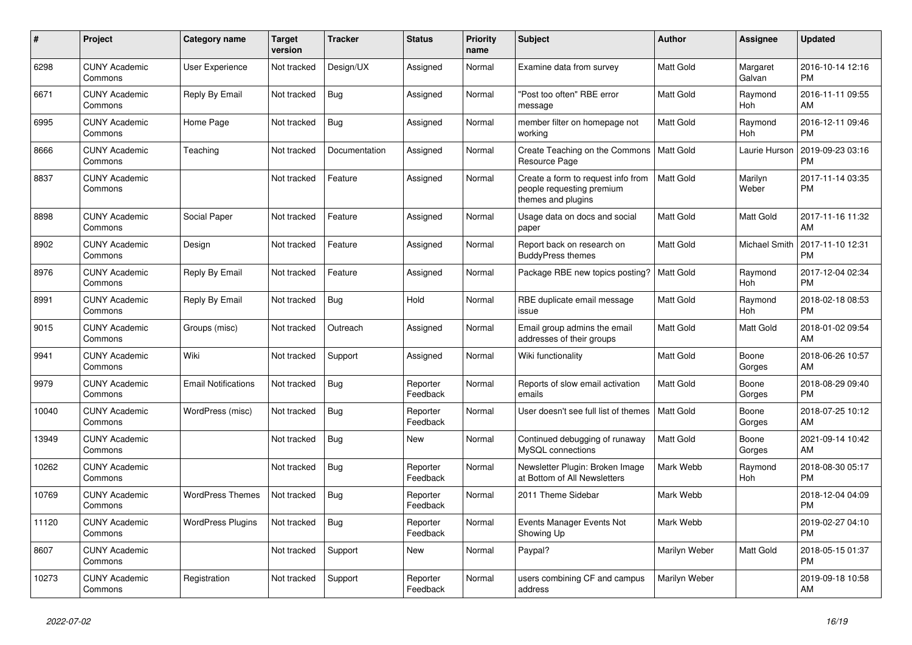| # | Project | Category name | Target version | Tracker | Status | Priority name | Subject | Author | Assignee | Updated |
|---|---|---|---|---|---|---|---|---|---|---|
| 6298 | CUNY Academic Commons | User Experience | Not tracked | Design/UX | Assigned | Normal | Examine data from survey | Matt Gold | Margaret Galvan | 2016-10-14 12:16 PM |
| 6671 | CUNY Academic Commons | Reply By Email | Not tracked | Bug | Assigned | Normal | "Post too often" RBE error message | Matt Gold | Raymond Hoh | 2016-11-11 09:55 AM |
| 6995 | CUNY Academic Commons | Home Page | Not tracked | Bug | Assigned | Normal | member filter on homepage not working | Matt Gold | Raymond Hoh | 2016-12-11 09:46 PM |
| 8666 | CUNY Academic Commons | Teaching | Not tracked | Documentation | Assigned | Normal | Create Teaching on the Commons Resource Page | Matt Gold | Laurie Hurson | 2019-09-23 03:16 PM |
| 8837 | CUNY Academic Commons | | Not tracked | Feature | Assigned | Normal | Create a form to request info from people requesting premium themes and plugins | Matt Gold | Marilyn Weber | 2017-11-14 03:35 PM |
| 8898 | CUNY Academic Commons | Social Paper | Not tracked | Feature | Assigned | Normal | Usage data on docs and social paper | Matt Gold | Matt Gold | 2017-11-16 11:32 AM |
| 8902 | CUNY Academic Commons | Design | Not tracked | Feature | Assigned | Normal | Report back on research on BuddyPress themes | Matt Gold | Michael Smith | 2017-11-10 12:31 PM |
| 8976 | CUNY Academic Commons | Reply By Email | Not tracked | Feature | Assigned | Normal | Package RBE new topics posting? | Matt Gold | Raymond Hoh | 2017-12-04 02:34 PM |
| 8991 | CUNY Academic Commons | Reply By Email | Not tracked | Bug | Hold | Normal | RBE duplicate email message issue | Matt Gold | Raymond Hoh | 2018-02-18 08:53 PM |
| 9015 | CUNY Academic Commons | Groups (misc) | Not tracked | Outreach | Assigned | Normal | Email group admins the email addresses of their groups | Matt Gold | Matt Gold | 2018-01-02 09:54 AM |
| 9941 | CUNY Academic Commons | Wiki | Not tracked | Support | Assigned | Normal | Wiki functionality | Matt Gold | Boone Gorges | 2018-06-26 10:57 AM |
| 9979 | CUNY Academic Commons | Email Notifications | Not tracked | Bug | Reporter Feedback | Normal | Reports of slow email activation emails | Matt Gold | Boone Gorges | 2018-08-29 09:40 PM |
| 10040 | CUNY Academic Commons | WordPress (misc) | Not tracked | Bug | Reporter Feedback | Normal | User doesn't see full list of themes | Matt Gold | Boone Gorges | 2018-07-25 10:12 AM |
| 13949 | CUNY Academic Commons | | Not tracked | Bug | New | Normal | Continued debugging of runaway MySQL connections | Matt Gold | Boone Gorges | 2021-09-14 10:42 AM |
| 10262 | CUNY Academic Commons | | Not tracked | Bug | Reporter Feedback | Normal | Newsletter Plugin: Broken Image at Bottom of All Newsletters | Mark Webb | Raymond Hoh | 2018-08-30 05:17 PM |
| 10769 | CUNY Academic Commons | WordPress Themes | Not tracked | Bug | Reporter Feedback | Normal | 2011 Theme Sidebar | Mark Webb | | 2018-12-04 04:09 PM |
| 11120 | CUNY Academic Commons | WordPress Plugins | Not tracked | Bug | Reporter Feedback | Normal | Events Manager Events Not Showing Up | Mark Webb | | 2019-02-27 04:10 PM |
| 8607 | CUNY Academic Commons | | Not tracked | Support | New | Normal | Paypal? | Marilyn Weber | Matt Gold | 2018-05-15 01:37 PM |
| 10273 | CUNY Academic Commons | Registration | Not tracked | Support | Reporter Feedback | Normal | users combining CF and campus address | Marilyn Weber | | 2019-09-18 10:58 AM |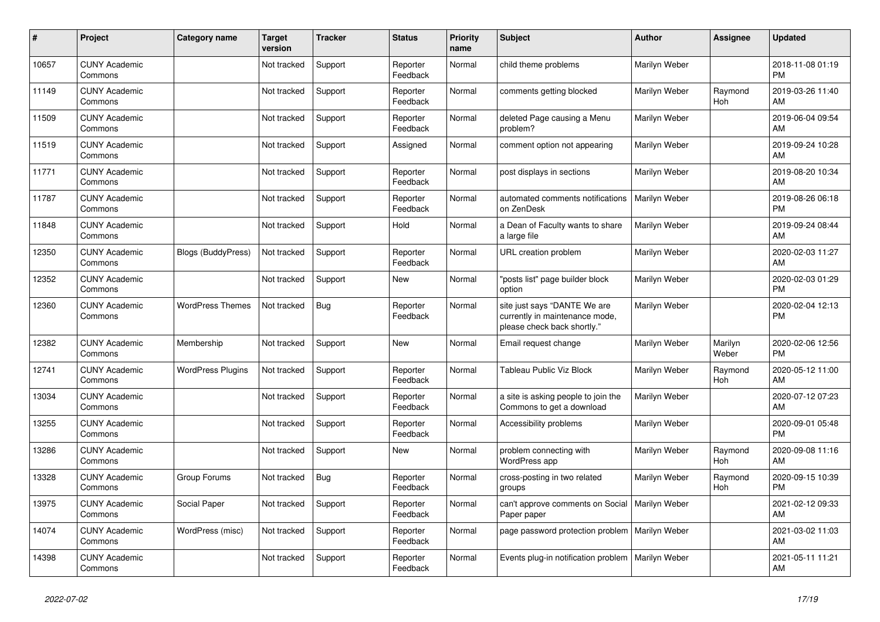| # | Project | Category name | Target version | Tracker | Status | Priority name | Subject | Author | Assignee | Updated |
|---|---|---|---|---|---|---|---|---|---|---|
| 10657 | CUNY Academic Commons | | Not tracked | Support | Reporter Feedback | Normal | child theme problems | Marilyn Weber | | 2018-11-08 01:19 PM |
| 11149 | CUNY Academic Commons | | Not tracked | Support | Reporter Feedback | Normal | comments getting blocked | Marilyn Weber | Raymond Hoh | 2019-03-26 11:40 AM |
| 11509 | CUNY Academic Commons | | Not tracked | Support | Reporter Feedback | Normal | deleted Page causing a Menu problem? | Marilyn Weber | | 2019-06-04 09:54 AM |
| 11519 | CUNY Academic Commons | | Not tracked | Support | Assigned | Normal | comment option not appearing | Marilyn Weber | | 2019-09-24 10:28 AM |
| 11771 | CUNY Academic Commons | | Not tracked | Support | Reporter Feedback | Normal | post displays in sections | Marilyn Weber | | 2019-08-20 10:34 AM |
| 11787 | CUNY Academic Commons | | Not tracked | Support | Reporter Feedback | Normal | automated comments notifications on ZenDesk | Marilyn Weber | | 2019-08-26 06:18 PM |
| 11848 | CUNY Academic Commons | | Not tracked | Support | Hold | Normal | a Dean of Faculty wants to share a large file | Marilyn Weber | | 2019-09-24 08:44 AM |
| 12350 | CUNY Academic Commons | Blogs (BuddyPress) | Not tracked | Support | Reporter Feedback | Normal | URL creation problem | Marilyn Weber | | 2020-02-03 11:27 AM |
| 12352 | CUNY Academic Commons | | Not tracked | Support | New | Normal | "posts list" page builder block option | Marilyn Weber | | 2020-02-03 01:29 PM |
| 12360 | CUNY Academic Commons | WordPress Themes | Not tracked | Bug | Reporter Feedback | Normal | site just says "DANTE We are currently in maintenance mode, please check back shortly." | Marilyn Weber | | 2020-02-04 12:13 PM |
| 12382 | CUNY Academic Commons | Membership | Not tracked | Support | New | Normal | Email request change | Marilyn Weber | Marilyn Weber | 2020-02-06 12:56 PM |
| 12741 | CUNY Academic Commons | WordPress Plugins | Not tracked | Support | Reporter Feedback | Normal | Tableau Public Viz Block | Marilyn Weber | Raymond Hoh | 2020-05-12 11:00 AM |
| 13034 | CUNY Academic Commons | | Not tracked | Support | Reporter Feedback | Normal | a site is asking people to join the Commons to get a download | Marilyn Weber | | 2020-07-12 07:23 AM |
| 13255 | CUNY Academic Commons | | Not tracked | Support | Reporter Feedback | Normal | Accessibility problems | Marilyn Weber | | 2020-09-01 05:48 PM |
| 13286 | CUNY Academic Commons | | Not tracked | Support | New | Normal | problem connecting with WordPress app | Marilyn Weber | Raymond Hoh | 2020-09-08 11:16 AM |
| 13328 | CUNY Academic Commons | Group Forums | Not tracked | Bug | Reporter Feedback | Normal | cross-posting in two related groups | Marilyn Weber | Raymond Hoh | 2020-09-15 10:39 PM |
| 13975 | CUNY Academic Commons | Social Paper | Not tracked | Support | Reporter Feedback | Normal | can't approve comments on Social Paper paper | Marilyn Weber | | 2021-02-12 09:33 AM |
| 14074 | CUNY Academic Commons | WordPress (misc) | Not tracked | Support | Reporter Feedback | Normal | page password protection problem | Marilyn Weber | | 2021-03-02 11:03 AM |
| 14398 | CUNY Academic Commons | | Not tracked | Support | Reporter Feedback | Normal | Events plug-in notification problem | Marilyn Weber | | 2021-05-11 11:21 AM |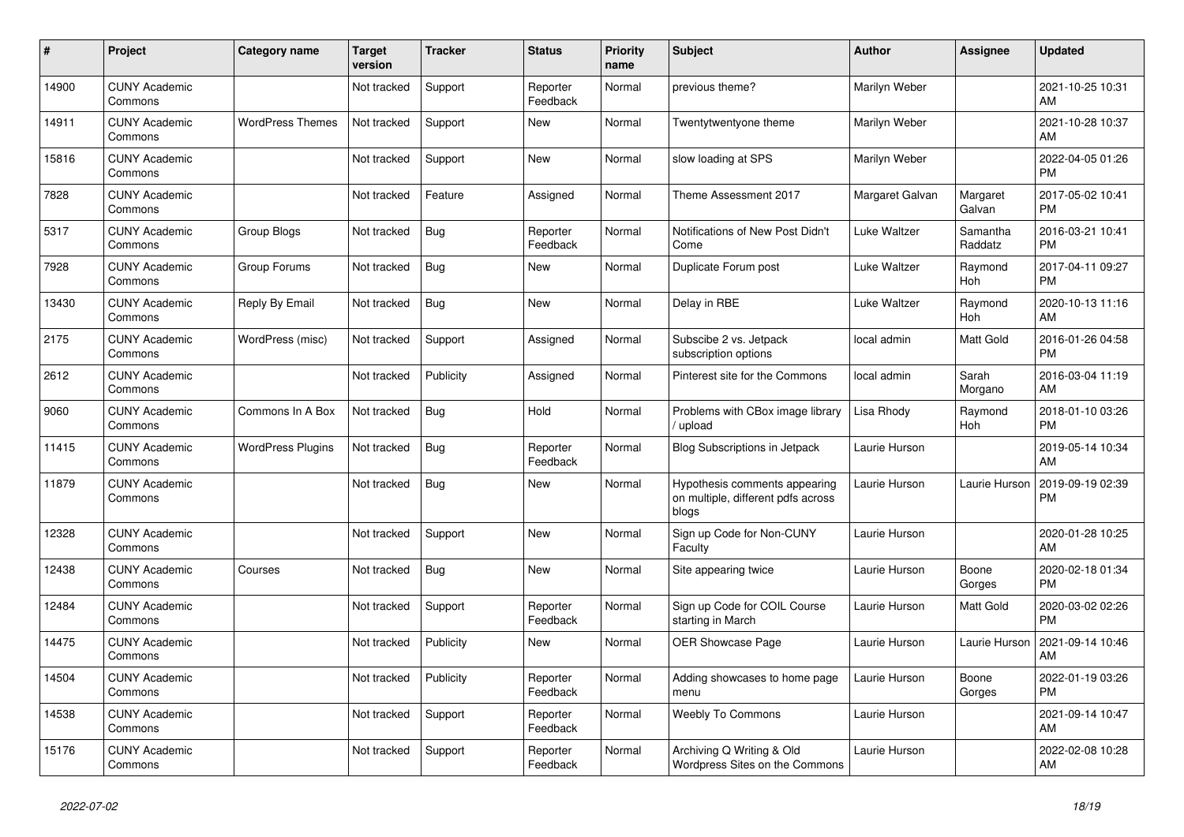| # | Project | Category name | Target version | Tracker | Status | Priority name | Subject | Author | Assignee | Updated |
|---|---|---|---|---|---|---|---|---|---|---|
| 14900 | CUNY Academic Commons | | Not tracked | Support | Reporter Feedback | Normal | previous theme? | Marilyn Weber | | 2021-10-25 10:31 AM |
| 14911 | CUNY Academic Commons | WordPress Themes | Not tracked | Support | New | Normal | Twentytwentyone theme | Marilyn Weber | | 2021-10-28 10:37 AM |
| 15816 | CUNY Academic Commons | | Not tracked | Support | New | Normal | slow loading at SPS | Marilyn Weber | | 2022-04-05 01:26 PM |
| 7828 | CUNY Academic Commons | | Not tracked | Feature | Assigned | Normal | Theme Assessment 2017 | Margaret Galvan | Margaret Galvan | 2017-05-02 10:41 PM |
| 5317 | CUNY Academic Commons | Group Blogs | Not tracked | Bug | Reporter Feedback | Normal | Notifications of New Post Didn't Come | Luke Waltzer | Samantha Raddatz | 2016-03-21 10:41 PM |
| 7928 | CUNY Academic Commons | Group Forums | Not tracked | Bug | New | Normal | Duplicate Forum post | Luke Waltzer | Raymond Hoh | 2017-04-11 09:27 PM |
| 13430 | CUNY Academic Commons | Reply By Email | Not tracked | Bug | New | Normal | Delay in RBE | Luke Waltzer | Raymond Hoh | 2020-10-13 11:16 AM |
| 2175 | CUNY Academic Commons | WordPress (misc) | Not tracked | Support | Assigned | Normal | Subscibe 2 vs. Jetpack subscription options | local admin | Matt Gold | 2016-01-26 04:58 PM |
| 2612 | CUNY Academic Commons | | Not tracked | Publicity | Assigned | Normal | Pinterest site for the Commons | local admin | Sarah Morgano | 2016-03-04 11:19 AM |
| 9060 | CUNY Academic Commons | Commons In A Box | Not tracked | Bug | Hold | Normal | Problems with CBox image library / upload | Lisa Rhody | Raymond Hoh | 2018-01-10 03:26 PM |
| 11415 | CUNY Academic Commons | WordPress Plugins | Not tracked | Bug | Reporter Feedback | Normal | Blog Subscriptions in Jetpack | Laurie Hurson | | 2019-05-14 10:34 AM |
| 11879 | CUNY Academic Commons | | Not tracked | Bug | New | Normal | Hypothesis comments appearing on multiple, different pdfs across blogs | Laurie Hurson | Laurie Hurson | 2019-09-19 02:39 PM |
| 12328 | CUNY Academic Commons | | Not tracked | Support | New | Normal | Sign up Code for Non-CUNY Faculty | Laurie Hurson | | 2020-01-28 10:25 AM |
| 12438 | CUNY Academic Commons | Courses | Not tracked | Bug | New | Normal | Site appearing twice | Laurie Hurson | Boone Gorges | 2020-02-18 01:34 PM |
| 12484 | CUNY Academic Commons | | Not tracked | Support | Reporter Feedback | Normal | Sign up Code for COIL Course starting in March | Laurie Hurson | Matt Gold | 2020-03-02 02:26 PM |
| 14475 | CUNY Academic Commons | | Not tracked | Publicity | New | Normal | OER Showcase Page | Laurie Hurson | Laurie Hurson | 2021-09-14 10:46 AM |
| 14504 | CUNY Academic Commons | | Not tracked | Publicity | Reporter Feedback | Normal | Adding showcases to home page menu | Laurie Hurson | Boone Gorges | 2022-01-19 03:26 PM |
| 14538 | CUNY Academic Commons | | Not tracked | Support | Reporter Feedback | Normal | Weebly To Commons | Laurie Hurson | | 2021-09-14 10:47 AM |
| 15176 | CUNY Academic Commons | | Not tracked | Support | Reporter Feedback | Normal | Archiving Q Writing & Old Wordpress Sites on the Commons | Laurie Hurson | | 2022-02-08 10:28 AM |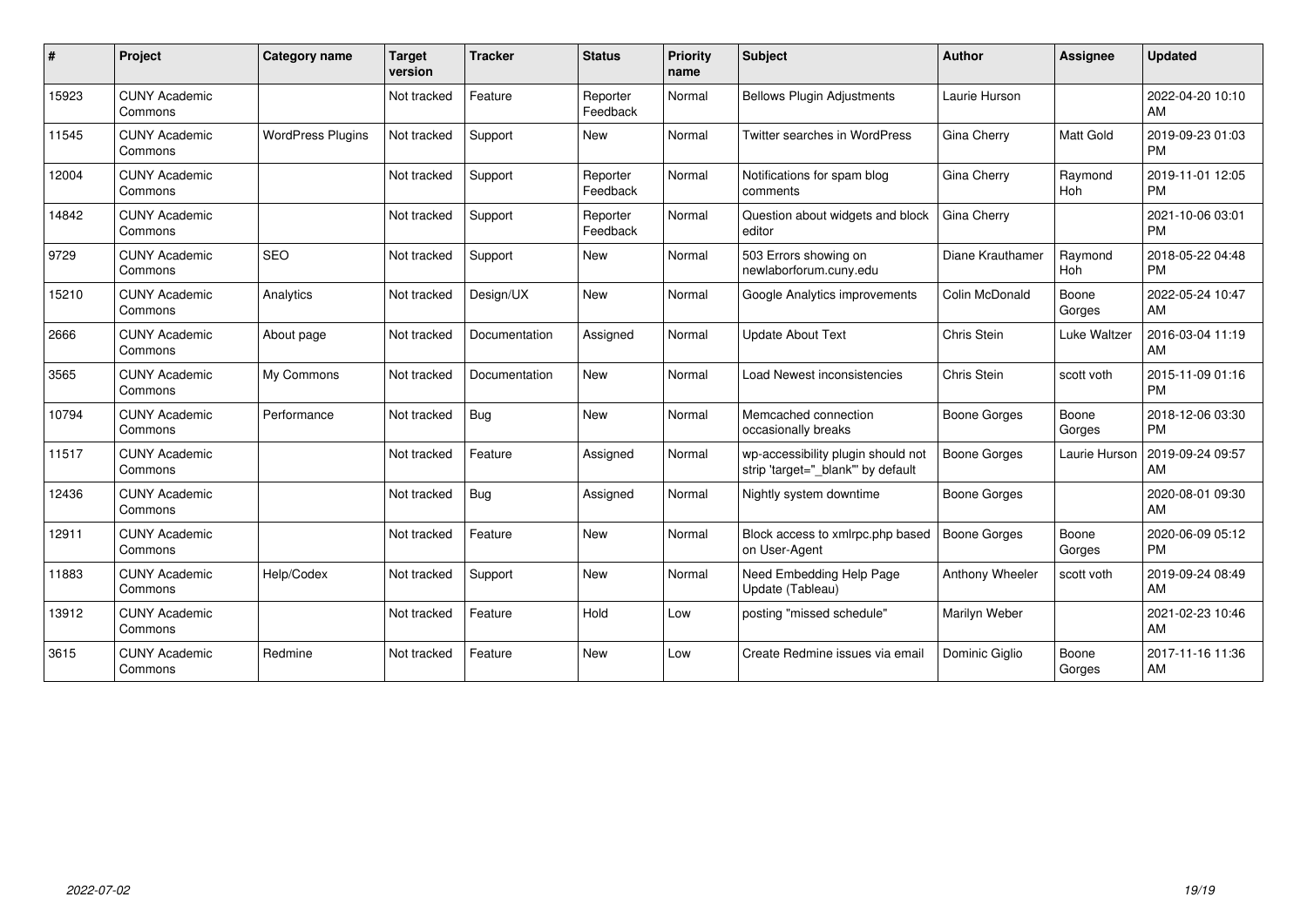| # | Project | Category name | Target version | Tracker | Status | Priority name | Subject | Author | Assignee | Updated |
|---|---|---|---|---|---|---|---|---|---|---|
| 15923 | CUNY Academic Commons | | Not tracked | Feature | Reporter Feedback | Normal | Bellows Plugin Adjustments | Laurie Hurson | | 2022-04-20 10:10 AM |
| 11545 | CUNY Academic Commons | WordPress Plugins | Not tracked | Support | New | Normal | Twitter searches in WordPress | Gina Cherry | Matt Gold | 2019-09-23 01:03 PM |
| 12004 | CUNY Academic Commons | | Not tracked | Support | Reporter Feedback | Normal | Notifications for spam blog comments | Gina Cherry | Raymond Hoh | 2019-11-01 12:05 PM |
| 14842 | CUNY Academic Commons | | Not tracked | Support | Reporter Feedback | Normal | Question about widgets and block editor | Gina Cherry | | 2021-10-06 03:01 PM |
| 9729 | CUNY Academic Commons | SEO | Not tracked | Support | New | Normal | 503 Errors showing on newlaborforum.cuny.edu | Diane Krauthamer | Raymond Hoh | 2018-05-22 04:48 PM |
| 15210 | CUNY Academic Commons | Analytics | Not tracked | Design/UX | New | Normal | Google Analytics improvements | Colin McDonald | Boone Gorges | 2022-05-24 10:47 AM |
| 2666 | CUNY Academic Commons | About page | Not tracked | Documentation | Assigned | Normal | Update About Text | Chris Stein | Luke Waltzer | 2016-03-04 11:19 AM |
| 3565 | CUNY Academic Commons | My Commons | Not tracked | Documentation | New | Normal | Load Newest inconsistencies | Chris Stein | scott voth | 2015-11-09 01:16 PM |
| 10794 | CUNY Academic Commons | Performance | Not tracked | Bug | New | Normal | Memcached connection occasionally breaks | Boone Gorges | Boone Gorges | 2018-12-06 03:30 PM |
| 11517 | CUNY Academic Commons | | Not tracked | Feature | Assigned | Normal | wp-accessibility plugin should not strip 'target="_blank"' by default | Boone Gorges | Laurie Hurson | 2019-09-24 09:57 AM |
| 12436 | CUNY Academic Commons | | Not tracked | Bug | Assigned | Normal | Nightly system downtime | Boone Gorges | | 2020-08-01 09:30 AM |
| 12911 | CUNY Academic Commons | | Not tracked | Feature | New | Normal | Block access to xmlrpc.php based on User-Agent | Boone Gorges | Boone Gorges | 2020-06-09 05:12 PM |
| 11883 | CUNY Academic Commons | Help/Codex | Not tracked | Support | New | Normal | Need Embedding Help Page Update (Tableau) | Anthony Wheeler | scott voth | 2019-09-24 08:49 AM |
| 13912 | CUNY Academic Commons | | Not tracked | Feature | Hold | Low | posting "missed schedule" | Marilyn Weber | | 2021-02-23 10:46 AM |
| 3615 | CUNY Academic Commons | Redmine | Not tracked | Feature | New | Low | Create Redmine issues via email | Dominic Giglio | Boone Gorges | 2017-11-16 11:36 AM |